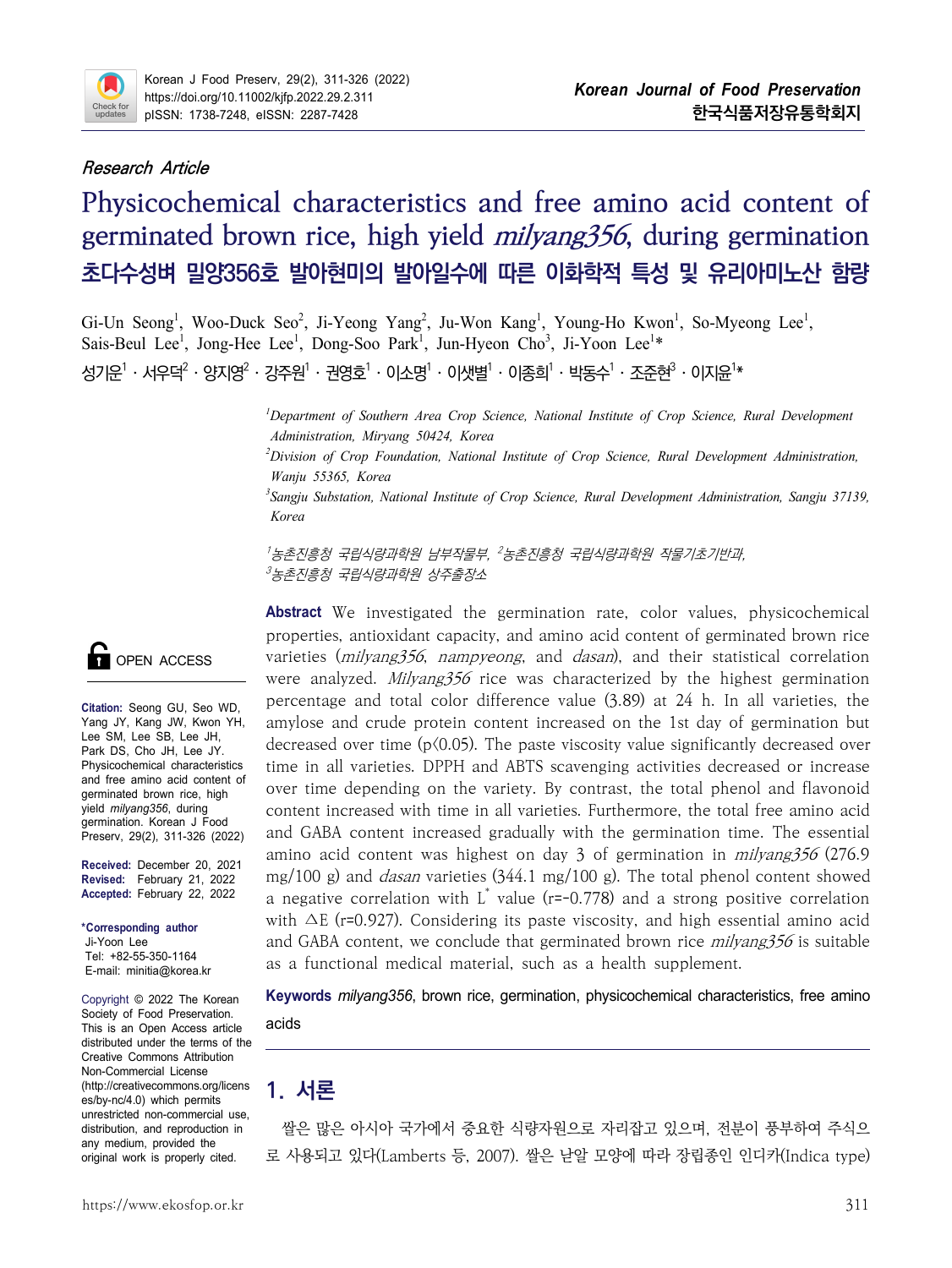*Research Article*

# Physicochemical characteristics and free amino acid content of germinated brown rice, high yield *milyang356*, during germination

# 초다수성벼 밀양356호 발아현미의 발아일수에 따른 이화학적 특성 및 유리아미노산 함량

Gi-Un Seong[1], Woo-Duck Seo[2], Ji-Yeong Yang[2], Ju-Won Kang[1], Young-Ho Kwon[1], So-Myeong Lee[1], Sais-Beul Lee[1], Jong-Hee Lee[1], Dong-Soo Park[1], Jun-Hyeon Cho[3], Ji-Yoon Lee[1]*

성기운[1] · 서우덕[2] · 양지영[2] · 강주원[1] · 권영호[1] · 이소명[1] · 이샛별[1] · 이종희[1] · 박동수[1] · 조준현[3] · 이지윤[1]*

[1]*Department of Southern Area Crop Science, National Institute of Crop Science, Rural Development Administration, Miryang 50424, Korea*

[2]*Division of Crop Foundation, National Institute of Crop Science, Rural Development Administration, Wanju 55365, Korea*

[3]*Sangju Substation, National Institute of Crop Science, Rural Development Administration, Sangju 37139, Korea*

[1]*농촌진흥청 국립식량과학원 남부작물부*, [2]*농촌진흥청 국립식량과학원 작물기초기반과*, [3]*농촌진흥청 국립식량과학원 상주출장소*

OPEN ACCESS

**Citation:** Seong GU, Seo WD, Yang JY, Kang JW, Kwon YH, Lee SM, Lee SB, Lee JH, Park DS, Cho JH, Lee JY. Physicochemical characteristics and free amino acid content of germinated brown rice, high yield *milyang356*, during germination. Korean J Food Preserv, 29(2), 311-326 (2022)

**Received:** December 20, 2021
**Revised:** February 21, 2022
**Accepted:** February 22, 2022

**\*Corresponding author**
Ji-Yoon Lee
Tel: +82-55-350-1164
E-mail: minitia@korea.kr

Copyright © 2022 The Korean Society of Food Preservation. This is an Open Access article distributed under the terms of the Creative Commons Attribution Non-Commercial License (http://creativecommons.org/licenses/by-nc/4.0) which permits unrestricted non-commercial use, distribution, and reproduction in any medium, provided the original work is properly cited.

**Abstract** We investigated the germination rate, color values, physicochemical properties, antioxidant capacity, and amino acid content of germinated brown rice varieties (*milyang356*, *nampyeong*, and *dasan*), and their statistical correlation were analyzed. *Milyang356* rice was characterized by the highest germination percentage and total color difference value (3.89) at 24 h. In all varieties, the amylose and crude protein content increased on the 1st day of germination but decreased over time ($p<0.05$). The paste viscosity value significantly decreased over time in all varieties. DPPH and ABTS scavenging activities decreased or increase over time depending on the variety. By contrast, the total phenol and flavonoid content increased with time in all varieties. Furthermore, the total free amino acid and GABA content increased gradually with the germination time. The essential amino acid content was highest on day 3 of germination in *milyang356* (276.9 mg/100 g) and *dasan* varieties (344.1 mg/100 g). The total phenol content showed a negative correlation with $L^*$ value ($r=-0.778$) and a strong positive correlation with $\triangle E$ ($r=0.927$). Considering its paste viscosity, and high essential amino acid and GABA content, we conclude that germinated brown rice *milyang356* is suitable as a functional medical material, such as a health supplement.

**Keywords** *milyang356*, brown rice, germination, physicochemical characteristics, free amino acids

## 1. 서론

쌀은 많은 아시아 국가에서 중요한 식량자원으로 자리잡고 있으며, 전분이 풍부하여 주식으로 사용되고 있다(Lamberts 등, 2007). 쌀은 낟알 모양에 따라 장립종인 인디카(Indica type)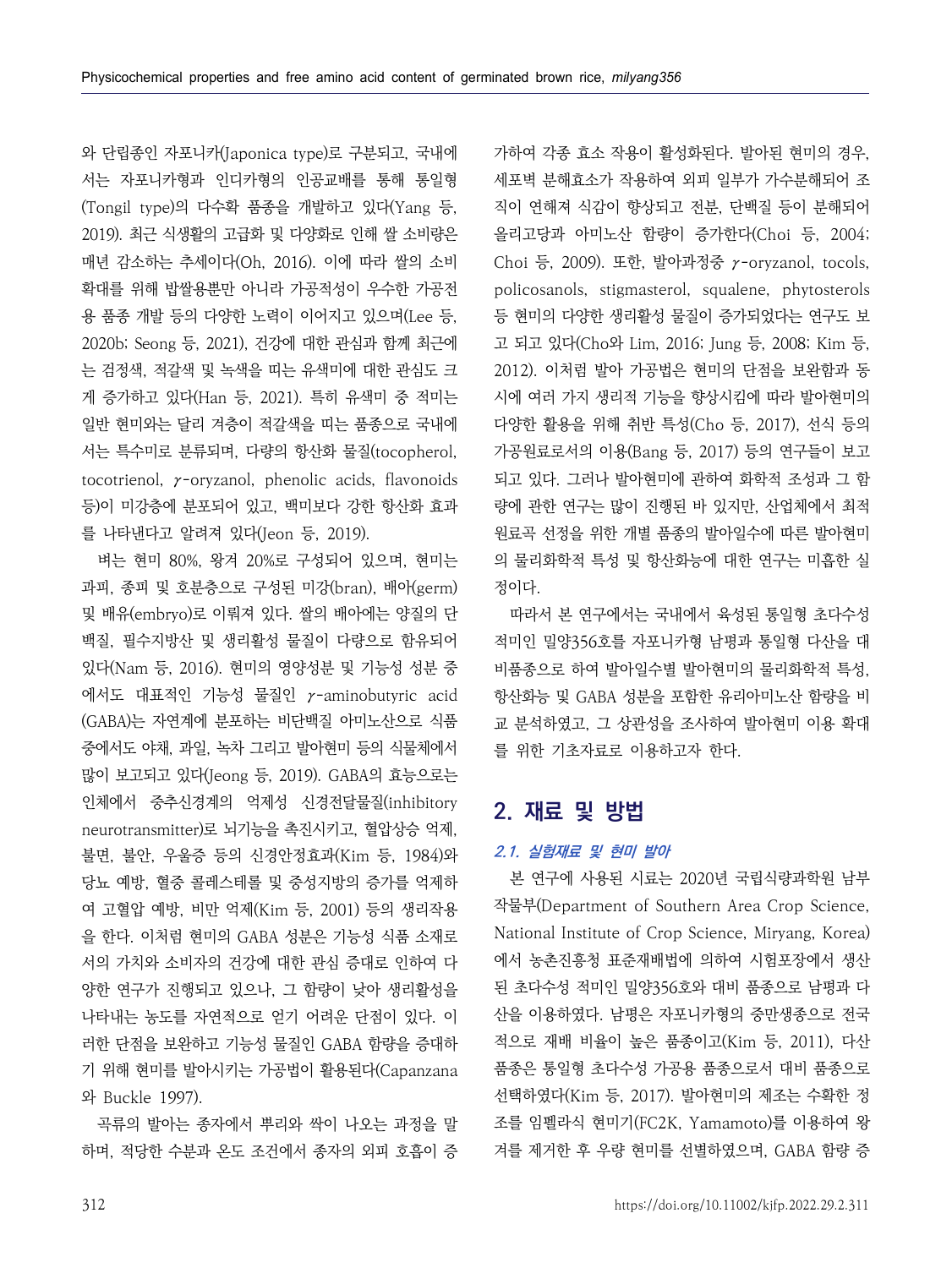와 단립종인 자포니카(Japonica type)로 구분되고, 국내에서는 자포니카형과 인디카형의 인공교배를 통해 통일형(Tongil type)의 다수확 품종을 개발하고 있다(Yang 등, 2019). 최근 식생활의 고급화 및 다양화로 인해 쌀 소비량은 매년 감소하는 추세이다(Oh, 2016). 이에 따라 쌀의 소비 확대를 위해 밥쌀용뿐만 아니라 가공적성이 우수한 가공전용 품종 개발 등의 다양한 노력이 이어지고 있으며(Lee 등, 2020b; Seong 등, 2021), 건강에 대한 관심과 함께 최근에는 검정색, 적갈색 및 녹색을 띠는 유색미에 대한 관심도 크게 증가하고 있다(Han 등, 2021). 특히 유색미 중 적미는 일반 현미와는 달리 겨층이 적갈색을 띠는 품종으로 국내에서는 특수미로 분류되며, 다량의 항산화 물질(tocopherol, tocotrienol, γ-oryzanol, phenolic acids, flavonoids 등)이 미강층에 분포되어 있고, 백미보다 강한 항산화 효과를 나타낸다고 알려져 있다(Jeon 등, 2019).

벼는 현미 80%, 왕겨 20%로 구성되어 있으며, 현미는 과피, 종피 및 호분층으로 구성된 미강(bran), 배아(germ) 및 배유(embryo)로 이뤄져 있다. 쌀의 배아에는 양질의 단백질, 필수지방산 및 생리활성 물질이 다량으로 함유되어 있다(Nam 등, 2016). 현미의 영양성분 및 기능성 성분 중에서도 대표적인 기능성 물질인 γ-aminobutyric acid (GABA)는 자연계에 분포하는 비단백질 아미노산으로 식품 중에서도 야채, 과일, 녹차 그리고 발아현미 등의 식물체에서 많이 보고되고 있다(Jeong 등, 2019). GABA의 효능으로는 인체에서 중추신경계의 억제성 신경전달물질(inhibitory neurotransmitter)로 뇌기능을 촉진시키고, 혈압상승 억제, 불면, 불안, 우울증 등의 신경안정효과(Kim 등, 1984)와 당뇨 예방, 혈중 콜레스테롤 및 중성지방의 증가를 억제하여 고혈압 예방, 비만 억제(Kim 등, 2001) 등의 생리작용을 한다. 이처럼 현미의 GABA 성분은 기능성 식품 소재로서의 가치와 소비자의 건강에 대한 관심 증대로 인하여 다양한 연구가 진행되고 있으나, 그 함량이 낮아 생리활성을 나타내는 농도를 자연적으로 얻기 어려운 단점이 있다. 이러한 단점을 보완하고 기능성 물질인 GABA 함량을 증대하기 위해 현미를 발아시키는 가공법이 활용된다(Capanzana와 Buckle 1997).

곡류의 발아는 종자에서 뿌리와 싹이 나오는 과정을 말하며, 적당한 수분과 온도 조건에서 종자의 외피 호흡이 증가하여 각종 효소 작용이 활성화된다. 발아된 현미의 경우, 세포벽 분해효소가 작용하여 외피 일부가 가수분해되어 조직이 연해져 식감이 향상되고 전분, 단백질 등이 분해되어 올리고당과 아미노산 함량이 증가한다(Choi 등, 2004; Choi 등, 2009). 또한, 발아과정중 γ-oryzanol, tocols, policosanols, stigmasterol, squalene, phytosterols 등 현미의 다양한 생리활성 물질이 증가되었다는 연구도 보고 되고 있다(Cho와 Lim, 2016; Jung 등, 2008; Kim 등, 2012). 이처럼 발아 가공법은 현미의 단점을 보완함과 동시에 여러 가지 생리적 기능을 향상시킴에 따라 발아현미의 다양한 활용을 위해 취반 특성(Cho 등, 2017), 선식 등의 가공원료로서의 이용(Bang 등, 2017) 등의 연구들이 보고되고 있다. 그러나 발아현미에 관하여 화학적 조성과 그 함량에 관한 연구는 많이 진행된 바 있지만, 산업체에서 최적 원료곡 선정을 위한 개별 품종의 발아일수에 따른 발아현미의 물리화학적 특성 및 항산화능에 대한 연구는 미흡한 실정이다.

따라서 본 연구에서는 국내에서 육성된 통일형 초다수성 적미인 밀양356호를 자포니카형 남평과 통일형 다산을 대비품종으로 하여 발아일수별 발아현미의 물리화학적 특성, 항산화능 및 GABA 성분을 포함한 유리아미노산 함량을 비교 분석하였고, 그 상관성을 조사하여 발아현미 이용 확대를 위한 기초자료로 이용하고자 한다.

## 2. 재료 및 방법

### *2.1. 실험재료 및 현미 발아*

본 연구에 사용된 시료는 2020년 국립식량과학원 남부작물부(Department of Southern Area Crop Science, National Institute of Crop Science, Miryang, Korea)에서 농촌진흥청 표준재배법에 의하여 시험포장에서 생산된 초다수성 적미인 밀양356호와 대비 품종으로 남평과 다산을 이용하였다. 남평은 자포니카형의 중만생종으로 전국적으로 재배 비율이 높은 품종이고(Kim 등, 2011), 다산 품종은 통일형 초다수성 가공용 품종으로서 대비 품종으로 선택하였다(Kim 등, 2017). 발아현미의 제조는 수확한 정조를 임펠라식 현미기(FC2K, Yamamoto)를 이용하여 왕겨를 제거한 후 우량 현미를 선별하였으며, GABA 함량 증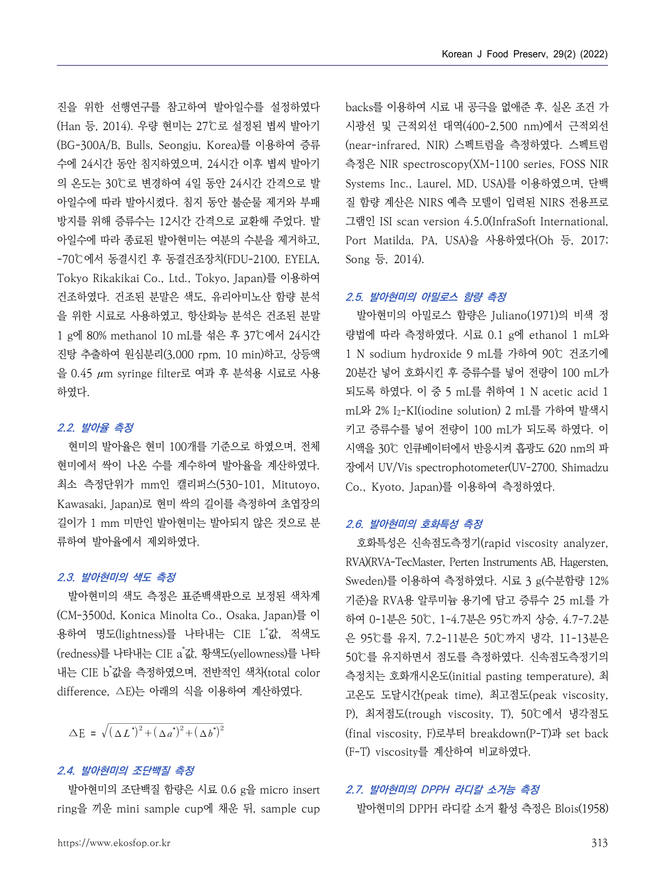진을 위한 선행연구를 참고하여 발아일수를 설정하였다(Han 등, 2014). 우량 현미는 27℃로 설정된 볍씨 발아기(BG-300A/B, Bulls, Seongju, Korea)를 이용하여 증류수에 24시간 동안 침지하였으며, 24시간 이후 볍씨 발아기의 온도는 30℃로 변경하여 4일 동안 24시간 간격으로 발아일수에 따라 발아시켰다. 침지 동안 불순물 제거와 부패 방지를 위해 증류수는 12시간 간격으로 교환해 주었다. 발아일수에 따라 종료된 발아현미는 여분의 수분을 제거하고, -70℃에서 동결시킨 후 동결건조장치(FDU-2100, EYELA, Tokyo Rikakikai Co., Ltd., Tokyo, Japan)를 이용하여 건조하였다. 건조된 분말은 색도, 유리아미노산 함량 분석을 위한 시료로 사용하였고, 항산화능 분석은 건조된 분말 1 g에 80% methanol 10 mL를 섞은 후 37℃에서 24시간 진탕 추출하여 원심분리(3,000 rpm, 10 min)하고, 상등액을 0.45 μm syringe filter로 여과 후 분석용 시료로 사용하였다.

## 2.2. 발아율 측정

현미의 발아율은 현미 100개를 기준으로 하였으며, 전체 현미에서 싹이 나온 수를 계수하여 발아율을 계산하였다. 최소 측정단위가 mm인 캘리퍼스(530-101, Mitutoyo, Kawasaki, Japan)로 현미 싹의 길이를 측정하여 초엽장의 길이가 1 mm 미만인 발아현미는 발아되지 않은 것으로 분류하여 발아율에서 제외하였다.

## 2.3. 발아현미의 색도 측정

발아현미의 색도 측정은 표준백색판으로 보정된 색차계(CM-3500d, Konica Minolta Co., Osaka, Japan)를 이용하여 명도(lightness)를 나타내는 CIE $L^*$값, 적색도(redness)를 나타내는 CIE $a^*$값, 황색도(yellowness)를 나타내는 CIE $b^*$값을 측정하였으며, 전반적인 색차(total color difference, △E)는 아래의 식을 이용하여 계산하였다.

$$\Delta E = \sqrt{(\Delta L^*)^2 + (\Delta a^*)^2 + (\Delta b^*)^2}$$

## 2.4. 발아현미의 조단백질 측정

발아현미의 조단백질 함량은 시료 0.6 g을 micro insert ring을 끼운 mini sample cup에 채운 뒤, sample cup backs를 이용하여 시료 내 공극을 없애준 후, 실온 조건 가시광선 및 근적외선 대역(400-2,500 nm)에서 근적외선(near-infrared, NIR) 스펙트럼을 측정하였다. 스펙트럼 측정은 NIR spectroscopy(XM-1100 series, FOSS NIR Systems Inc., Laurel, MD, USA)를 이용하였으며, 단백질 함량 계산은 NIRS 예측 모델이 입력된 NIRS 전용프로그램인 ISI scan version 4.5.0(InfraSoft International, Port Matilda, PA, USA)을 사용하였다(Oh 등, 2017; Song 등, 2014).

## 2.5. 발아현미의 아밀로스 함량 측정

발아현미의 아밀로스 함량은 Juliano(1971)의 비색 정량법에 따라 측정하였다. 시료 0.1 g에 ethanol 1 mL와 1 N sodium hydroxide 9 mL를 가하여 90℃ 건조기에 20분간 넣어 호화시킨 후 증류수를 넣어 전량이 100 mL가 되도록 하였다. 이 중 5 mL를 취하여 1 N acetic acid 1 mL와 2% $I_2$-KI(iodine solution) 2 mL를 가하여 발색시키고 증류수를 넣어 전량이 100 mL가 되도록 하였다. 이 시액을 30℃ 인큐베이터에서 반응시켜 흡광도 620 nm의 파장에서 UV/Vis spectrophotometer(UV-2700, Shimadzu Co., Kyoto, Japan)를 이용하여 측정하였다.

## 2.6. 발아현미의 호화특성 측정

호화특성은 신속점도측정기(rapid viscosity analyzer, RVA)(RVA-TecMaster, Perten Instruments AB, Hagersten, Sweden)를 이용하여 측정하였다. 시료 3 g(수분함량 12% 기준)을 RVA용 알루미늄 용기에 담고 증류수 25 mL를 가하여 0-1분은 50℃, 1-4.7분은 95℃까지 상승, 4.7-7.2분은 95℃를 유지, 7.2-11분은 50℃까지 냉각, 11-13분은 50℃를 유지하면서 점도를 측정하였다. 신속점도측정기의 측정치는 호화개시온도(initial pasting temperature), 최고온도 도달시간(peak time), 최고점도(peak viscosity, P), 최저점도(trough viscosity, T), 50℃에서 냉각점도(final viscosity, F)로부터 breakdown(P-T)과 set back (F-T) viscosity를 계산하여 비교하였다.

## 2.7. 발아현미의 DPPH 라디칼 소거능 측정

발아현미의 DPPH 라디칼 소거 활성 측정은 Blois(1958)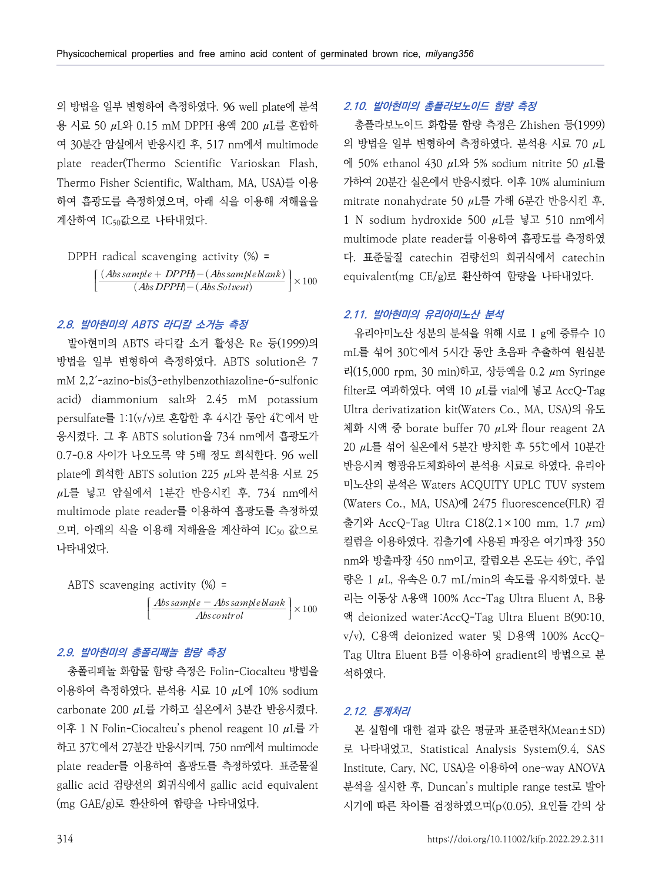의 방법을 일부 변형하여 측정하였다. 96 well plate에 분석용 시료 50 μL와 0.15 mM DPPH 용액 200 μL를 혼합하여 30분간 암실에서 반응시킨 후, 517 nm에서 multimode plate reader(Thermo Scientific Varioskan Flash, Thermo Fisher Scientific, Waltham, MA, USA)를 이용하여 흡광도를 측정하였으며, 아래 식을 이용해 저해율을 계산하여 $IC_{50}$값으로 나타내었다.

DPPH radical scavenging activity (%) =

$$\left[\frac{(Abs\,sample + DPPH) - (Abs\,sample\,blank)}{(Abs\,DPPH) - (Abs\,Solvent)}\right] \times 100$$

## 2.8. 발아현미의 ABTS 라디칼 소거능 측정

발아현미의 ABTS 라디칼 소거 활성은 Re 등(1999)의 방법을 일부 변형하여 측정하였다. ABTS solution은 7 mM 2,2′-azino-bis(3-ethylbenzothiazoline-6-sulfonic acid) diammonium salt와 2.45 mM potassium persulfate를 1:1(v/v)로 혼합한 후 4시간 동안 4℃에서 반응시켰다. 그 후 ABTS solution을 734 nm에서 흡광도가 0.7-0.8 사이가 나오도록 약 5배 정도 희석한다. 96 well plate에 희석한 ABTS solution 225 μL와 분석용 시료 25 μL를 넣고 암실에서 1분간 반응시킨 후, 734 nm에서 multimode plate reader를 이용하여 흡광도를 측정하였으며, 아래의 식을 이용해 저해율을 계산하여 $IC_{50}$ 값으로 나타내었다.

ABTS scavenging activity (%) =

$$\left[\frac{Abs\,sample - Abs\,sample\,blank}{Abs\,control}\right] \times 100$$

## 2.9. 발아현미의 총폴리페놀 함량 측정

총폴리페놀 화합물 함량 측정은 Folin-Ciocalteu 방법을 이용하여 측정하였다. 분석용 시료 10 μL에 10% sodium carbonate 200 μL를 가하고 실온에서 3분간 반응시켰다. 이후 1 N Folin-Ciocalteu's phenol reagent 10 μL를 가하고 37℃에서 27분간 반응시키며, 750 nm에서 multimode plate reader를 이용하여 흡광도를 측정하였다. 표준물질 gallic acid 검량선의 회귀식에서 gallic acid equivalent (mg GAE/g)로 환산하여 함량을 나타내었다.

## 2.10. 발아현미의 총플라보노이드 함량 측정

총플라보노이드 화합물 함량 측정은 Zhishen 등(1999)의 방법을 일부 변형하여 측정하였다. 분석용 시료 70 μL에 50% ethanol 430 μL와 5% sodium nitrite 50 μL를 가하여 20분간 실온에서 반응시켰다. 이후 10% aluminium mitrate nonahydrate 50 μL를 가해 6분간 반응시킨 후, 1 N sodium hydroxide 500 μL를 넣고 510 nm에서 multimode plate reader를 이용하여 흡광도를 측정하였다. 표준물질 catechin 검량선의 회귀식에서 catechin equivalent(mg CE/g)로 환산하여 함량을 나타내었다.

## 2.11. 발아현미의 유리아미노산 분석

유리아미노산 성분의 분석을 위해 시료 1 g에 증류수 10 mL를 섞어 30℃에서 5시간 동안 초음파 추출하여 원심분리(15,000 rpm, 30 min)하고, 상등액을 0.2 μm Syringe filter로 여과하였다. 여액 10 μL를 vial에 넣고 AccQ-Tag Ultra derivatization kit(Waters Co., MA, USA)의 유도체화 시액 중 borate buffer 70 μL와 flour reagent 2A 20 μL를 섞어 실온에서 5분간 방치한 후 55℃에서 10분간 반응시켜 형광유도체화하여 분석용 시료로 하였다. 유리아미노산의 분석은 Waters ACQUITY UPLC TUV system (Waters Co., MA, USA)에 2475 fluorescence(FLR) 검출기와 AccQ-Tag Ultra C18(2.1×100 mm, 1.7 μm) 컬럼을 이용하였다. 검출기에 사용된 파장은 여기파장 350 nm와 방출파장 450 nm이고, 칼럼오븐 온도는 49℃, 주입량은 1 μL, 유속은 0.7 mL/min의 속도를 유지하였다. 분리는 이동상 A용액 100% Acc-Tag Ultra Eluent A, B용액 deionized water:AccQ-Tag Ultra Eluent B(90:10, v/v), C용액 deionized water 및 D용액 100% AccQ-Tag Ultra Eluent B를 이용하여 gradient의 방법으로 분석하였다.

## 2.12. 통계처리

본 실험에 대한 결과 값은 평균과 표준편차(Mean±SD)로 나타내었고, Statistical Analysis System(9.4, SAS Institute, Cary, NC, USA)을 이용하여 one-way ANOVA 분석을 실시한 후, Duncan's multiple range test로 발아시기에 따른 차이를 검정하였으며($p<0.05$), 요인들 간의 상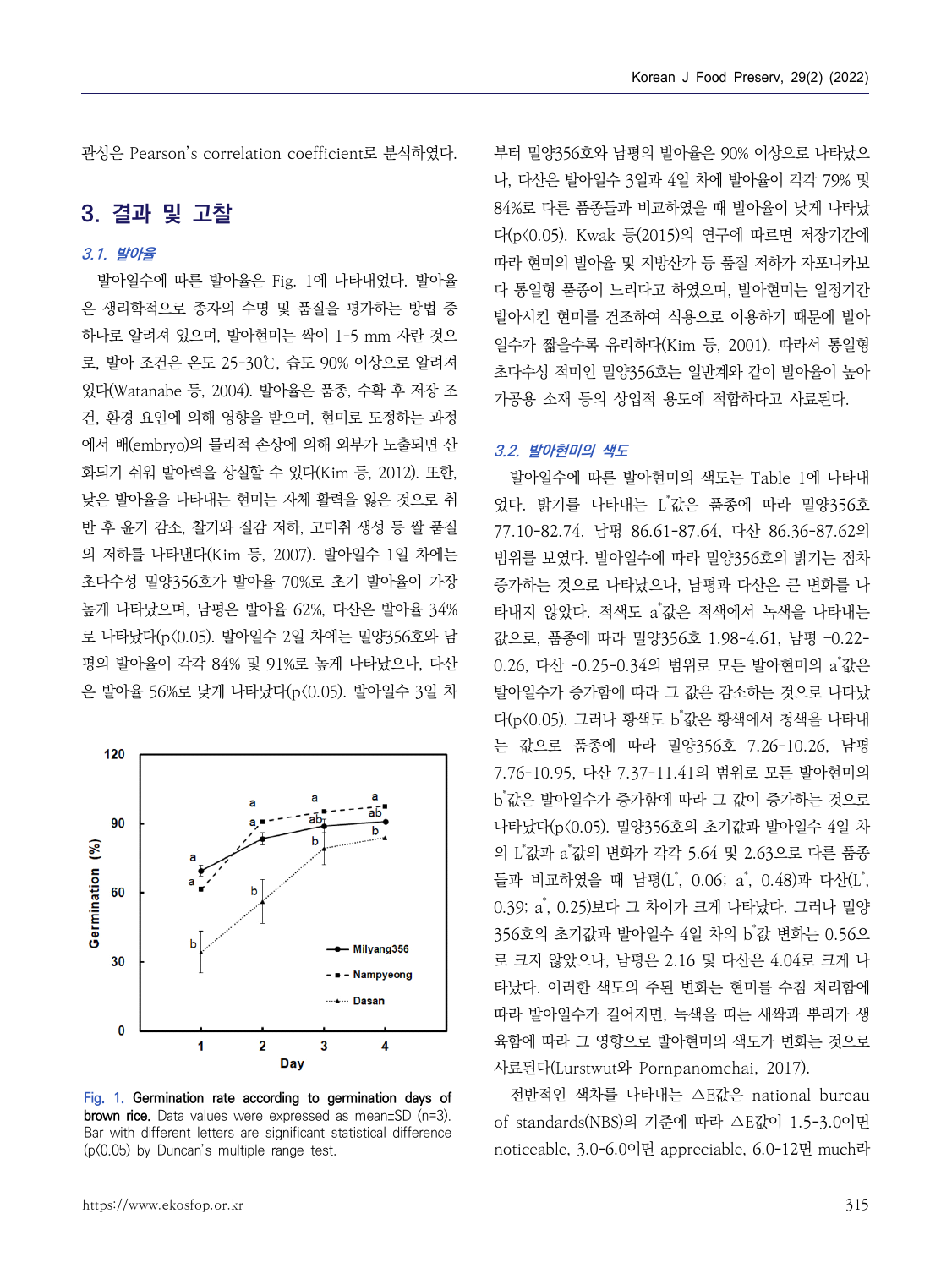관성은 Pearson's correlation coefficient로 분석하였다.

## 3. 결과 및 고찰

### 3.1. 발아율

발아일수에 따른 발아율은 Fig. 1에 나타내었다. 발아율은 생리학적으로 종자의 수명 및 품질을 평가하는 방법 중 하나로 알려져 있으며, 발아현미는 싹이 1-5 mm 자란 것으로, 발아 조건은 온도 25-30℃, 습도 90% 이상으로 알려져 있다(Watanabe 등, 2004). 발아율은 품종, 수확 후 저장 조건, 환경 요인에 의해 영향을 받으며, 현미로 도정하는 과정에서 배(embryo)의 물리적 손상에 의해 외부가 노출되면 산화되기 쉬워 발아력을 상실할 수 있다(Kim 등, 2012). 또한, 낮은 발아율을 나타내는 현미는 자체 활력을 잃은 것으로 취반 후 윤기 감소, 찰기와 질감 저하, 고미취 생성 등 쌀 품질의 저하를 나타낸다(Kim 등, 2007). 발아일수 1일 차에는 초다수성 밀양356호가 발아율 70%로 초기 발아율이 가장 높게 나타났으며, 남평은 발아율 62%, 다산은 발아율 34%로 나타났다($p<0.05$). 발아일수 2일 차에는 밀양356호와 남평의 발아율이 각각 84% 및 91%로 높게 나타났으나, 다산은 발아율 56%로 낮게 나타났다($p<0.05$). 발아일수 3일 차부터 밀양356호와 남평의 발아율은 90% 이상으로 나타났으나, 다산은 발아일수 3일과 4일 차에 발아율이 각각 79% 및 84%로 다른 품종들과 비교하였을 때 발아율이 낮게 나타났다($p<0.05$). Kwak 등(2015)의 연구에 따르면 저장기간에 따라 현미의 발아율 및 지방산가 등 품질 저하가 자포니카보다 통일형 품종이 느리다고 하였으며, 발아현미는 일정기간 발아시킨 현미를 건조하여 식용으로 이용하기 때문에 발아일수가 짧을수록 유리하다(Kim 등, 2001). 따라서 통일형 초다수성 적미인 밀양356호는 일반계와 같이 발아율이 높아 가공용 소재 등의 상업적 용도에 적합하다고 사료된다.

Fig. 1. Germination rate according to germination days of brown rice. Data values were expressed as mean±SD (n=3). Bar with different letters are significant statistical difference ($p<0.05$) by Duncan's multiple range test.

### 3.2. 발아현미의 색도

발아일수에 따른 발아현미의 색도는 Table 1에 나타내었다. 밝기를 나타내는 $L^*$값은 품종에 따라 밀양356호 77.10-82.74, 남평 86.61-87.64, 다산 86.36-87.62의 범위를 보였다. 발아일수에 따라 밀양356호의 밝기는 점차 증가하는 것으로 나타났으나, 남평과 다산은 큰 변화를 나타내지 않았다. 적색도 $a^*$값은 적색에서 녹색을 나타내는 값으로, 품종에 따라 밀양356호 1.98-4.61, 남평 -0.22-0.26, 다산 -0.25-0.34의 범위로 모든 발아현미의 $a^*$값은 발아일수가 증가함에 따라 그 값은 감소하는 것으로 나타났다($p<0.05$). 그러나 황색도 $b^*$값은 황색에서 청색을 나타내는 값으로 품종에 따라 밀양356호 7.26-10.26, 남평 7.76-10.95, 다산 7.37-11.41의 범위로 모든 발아현미의 $b^*$값은 발아일수가 증가함에 따라 그 값이 증가하는 것으로 나타났다($p<0.05$). 밀양356호의 초기값과 발아일수 4일 차의 $L^*$값과 $a^*$값의 변화가 각각 5.64 및 2.63으로 다른 품종들과 비교하였을 때 남평($L^*$, 0.06; $a^*$, 0.48)과 다산($L^*$, 0.39; $a^*$, 0.25)보다 그 차이가 크게 나타났다. 그러나 밀양356호의 초기값과 발아일수 4일 차의 $b^*$값 변화는 0.56으로 크지 않았으나, 남평은 2.16 및 다산은 4.04로 크게 나타났다. 이러한 색도의 주된 변화는 현미를 수침 처리함에 따라 발아일수가 길어지면, 녹색을 띠는 새싹과 뿌리가 생육함에 따라 그 영향으로 발아현미의 색도가 변화는 것으로 사료된다(Lurstwut와 Pornpanomchai, 2017).

전반적인 색차를 나타내는 △E값은 national bureau of standards(NBS)의 기준에 따라 △E값이 1.5-3.0이면 noticeable, 3.0-6.0이면 appreciable, 6.0-12면 much라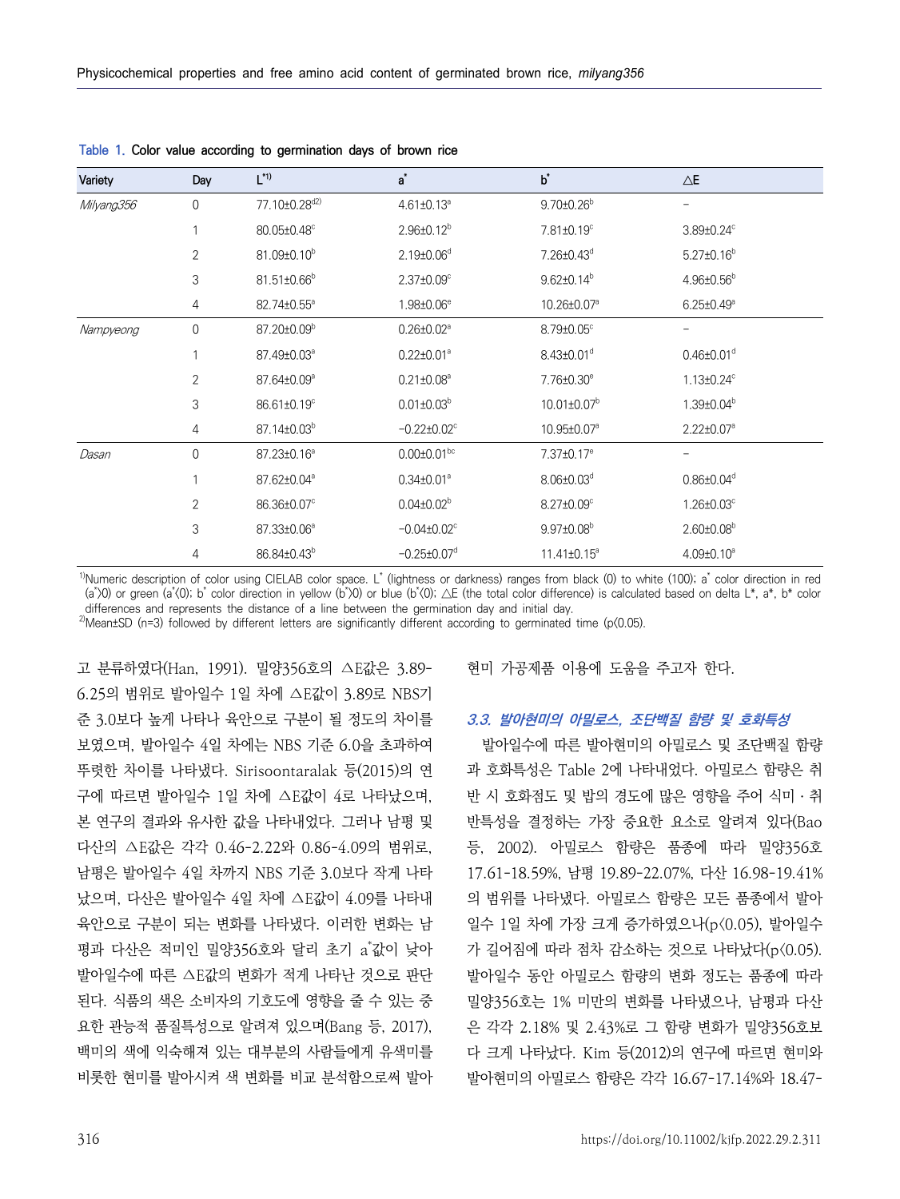Table 1. Color value according to germination days of brown rice

| Variety | Day | L*[1)] | a* | b* | △E |
|---|---|---|---|---|---|
| *Milyang356* | 0 | 77.10±0.28[d2)] | 4.61±0.13[a] | 9.70±0.26[b] | - |
| | 1 | 80.05±0.48[c] | 2.96±0.12[b] | 7.81±0.19[c] | 3.89±0.24[c] |
| | 2 | 81.09±0.10[b] | 2.19±0.06[d] | 7.26±0.43[d] | 5.27±0.16[b] |
| | 3 | 81.51±0.66[b] | 2.37±0.09[c] | 9.62±0.14[b] | 4.96±0.56[b] |
| | 4 | 82.74±0.55[a] | 1.98±0.06[e] | 10.26±0.07[a] | 6.25±0.49[a] |
| *Nampyeong* | 0 | 87.20±0.09[b] | 0.26±0.02[a] | 8.79±0.05[c] | - |
| | 1 | 87.49±0.03[a] | 0.22±0.01[a] | 8.43±0.01[d] | 0.46±0.01[d] |
| | 2 | 87.64±0.09[a] | 0.21±0.08[a] | 7.76±0.30[e] | 1.13±0.24[c] |
| | 3 | 86.61±0.19[c] | 0.01±0.03[b] | 10.01±0.07[b] | 1.39±0.04[b] |
| | 4 | 87.14±0.03[b] | -0.22±0.02[c] | 10.95±0.07[a] | 2.22±0.07[a] |
| *Dasan* | 0 | 87.23±0.16[a] | 0.00±0.01[bc] | 7.37±0.17[e] | - |
| | 1 | 87.62±0.04[a] | 0.34±0.01[a] | 8.06±0.03[d] | 0.86±0.04[d] |
| | 2 | 86.36±0.07[c] | 0.04±0.02[b] | 8.27±0.09[c] | 1.26±0.03[c] |
| | 3 | 87.33±0.06[a] | -0.04±0.02[c] | 9.97±0.08[b] | 2.60±0.08[b] |
| | 4 | 86.84±0.43[b] | -0.25±0.07[d] | 11.41±0.15[a] | 4.09±0.10[a] |

[1)]Numeric description of color using CIELAB color space. L* (lightness or darkness) ranges from black (0) to white (100); a* color direction in red (a*>0) or green (a*<0); b* color direction in yellow (b*>0) or blue (b*<0); △E (the total color difference) is calculated based on delta L*, a*, b* color differences and represents the distance of a line between the germination day and initial day.
[2)]Mean±SD (n=3) followed by different letters are significantly different according to germinated time ($p<0.05$).

고 분류하였다(Han, 1991). 밀양356호의 △E값은 3.89-6.25의 범위로 발아일수 1일 차에 △E값이 3.89로 NBS기준 3.0보다 높게 나타나 육안으로 구분이 될 정도의 차이를 보였으며, 발아일수 4일 차에는 NBS 기준 6.0을 초과하여 뚜렷한 차이를 나타냈다. Sirisoontaralak 등(2015)의 연구에 따르면 발아일수 1일 차에 △E값이 4로 나타났으며, 본 연구의 결과와 유사한 값을 나타내었다. 그러나 남평 및 다산의 △E값은 각각 0.46-2.22와 0.86-4.09의 범위로, 남평은 발아일수 4일 차까지 NBS 기준 3.0보다 작게 나타났으며, 다산은 발아일수 4일 차에 △E값이 4.09를 나타내 육안으로 구분이 되는 변화를 나타냈다. 이러한 변화는 남평과 다산은 적미인 밀양356호와 달리 초기 a*값이 낮아 발아일수에 따른 △E값의 변화가 적게 나타난 것으로 판단된다. 식품의 색은 소비자의 기호도에 영향을 줄 수 있는 중요한 관능적 품질특성으로 알려져 있으며(Bang 등, 2017), 백미의 색에 익숙해져 있는 대부분의 사람들에게 유색미를 비롯한 현미를 발아시켜 색 변화를 비교 분석함으로써 발아현미 가공제품 이용에 도움을 주고자 한다.

### 3.3. 발아현미의 아밀로스, 조단백질 함량 및 호화특성

발아일수에 따른 발아현미의 아밀로스 및 조단백질 함량과 호화특성은 Table 2에 나타내었다. 아밀로스 함량은 취반 시 호화점도 및 밥의 경도에 많은 영향을 주어 식미 · 취반특성을 결정하는 가장 중요한 요소로 알려져 있다(Bao 등, 2002). 아밀로스 함량은 품종에 따라 밀양356호 17.61-18.59%, 남평 19.89-22.07%, 다산 16.98-19.41%의 범위를 나타냈다. 아밀로스 함량은 모든 품종에서 발아일수 1일 차에 가장 크게 증가하였으나($p<0.05$), 발아일수가 길어짐에 따라 점차 감소하는 것으로 나타났다($p<0.05$). 발아일수 동안 아밀로스 함량의 변화 정도는 품종에 따라 밀양356호는 1% 미만의 변화를 나타냈으나, 남평과 다산은 각각 2.18% 및 2.43%로 그 함량 변화가 밀양356호보다 크게 나타났다. Kim 등(2012)의 연구에 따르면 현미와 발아현미의 아밀로스 함량은 각각 16.67-17.14%와 18.47-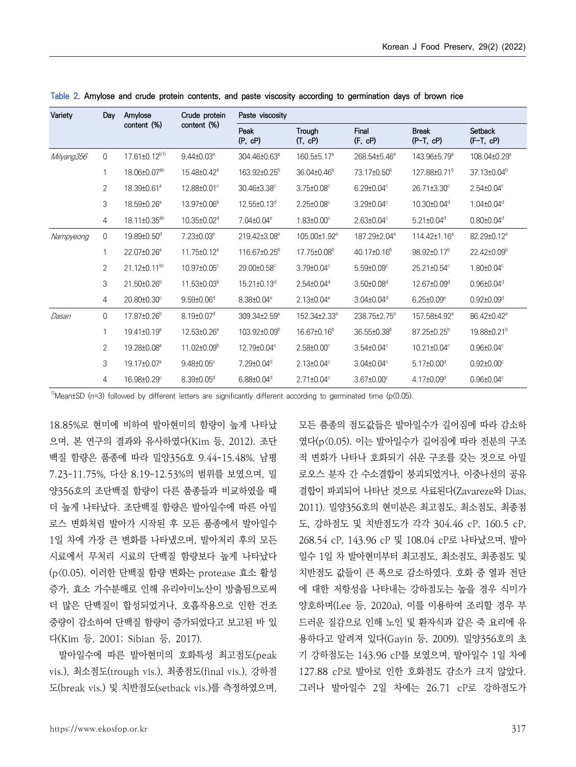Table 2. Amylose and crude protein contents, and paste viscosity according to germination days of brown rice

| Variety | Day | Amylose content (%) | Crude protein content (%) | Paste viscosity | | | | |
|---|---|---|---|---|---|---|---|---|
| | | | | Peak (P, cP) | Trough (T, cP) | Final (F, cP) | Break (P−T, cP) | Setback (F−T, cP) |
| *Milyang356* | 0 | 17.61±0.12[b1)] | 9.44±0.03[e] | 304.46±0.63[a] | 160.5±5.17[a] | 268.54±5.46[a] | 143.96±5.79[a] | 108.04±0.29[a] |
| | 1 | 18.06±0.07[ab] | 15.48±0.42[a] | 163.92±0.25[b] | 36.04±0.46[b] | 73.17±0.50[b] | 127.88±0.71[b] | 37.13±0.04[b] |
| | 2 | 18.39±0.61[a] | 12.88±0.01[c] | 30.46±3.38[c] | 3.75±0.08[c] | 6.29±0.04[c] | 26.71±3.30[c] | 2.54±0.04[c] |
| | 3 | 18.59±0.26[a] | 13.97±0.06[b] | 12.55±0.13[d] | 2.25±0.08[c] | 3.29±0.04[c] | 10.30±0.04[d] | 1.04±0.04[d] |
| | 4 | 18.11±0.35[ab] | 10.35±0.02[d] | 7.04±0.04[e] | 1.83±0.00[c] | 2.63±0.04[c] | 5.21±0.04[d] | 0.80±0.04[d] |
| *Nampyeong* | 0 | 19.89±0.50[d] | 7.23±0.03[e] | 219.42±3.08[a] | 105.00±1.92[a] | 187.29±2.04[a] | 114.42±1.16[a] | 82.29±0.12[a] |
| | 1 | 22.07±0.26[a] | 11.75±0.12[a] | 116.67±0.25[b] | 17.75±0.08[b] | 40.17±0.16[b] | 98.92±0.17[b] | 22.42±0.09[b] |
| | 2 | 21.12±0.11[bc] | 10.97±0.05[c] | 29.00±0.58[c] | 3.79±0.04[c] | 5.59±0.09[c] | 25.21±0.54[c] | 1.80±0.04[c] |
| | 3 | 21.50±0.26[b] | 11.53±0.03[b] | 15.21±0.13[d] | 2.54±0.04[d] | 3.50±0.08[d] | 12.67±0.09[d] | 0.96±0.04[d] |
| | 4 | 20.80±0.30[c] | 9.59±0.06[d] | 8.38±0.04[e] | 2.13±0.04[e] | 3.04±0.04[d] | 6.25±0.09[e] | 0.92±0.09[d] |
| *Dasan* | 0 | 17.87±0.26[b] | 8.19±0.07[d] | 309.34±2.59[a] | 152.34±2.33[a] | 238.75±2.75[a] | 157.58±4.92[a] | 86.42±0.42[a] |
| | 1 | 19.41±0.19[a] | 12.53±0.26[a] | 103.92±0.09[b] | 16.67±0.16[b] | 36.55±0.38[b] | 87.25±0.25[b] | 19.88±0.21[b] |
| | 2 | 19.28±0.08[a] | 11.02±0.09[b] | 12.79±0.04[c] | 2.58±0.00[c] | 3.54±0.04[c] | 10.21±0.04[c] | 0.96±0.04[c] |
| | 3 | 19.17±0.07[a] | 9.48±0.05[c] | 7.29±0.04[d] | 2.13±0.04[c] | 3.04±0.04[c] | 5.17±0.00[d] | 0.92±0.00[c] |
| | 4 | 16.98±0.29[c] | 8.39±0.05[d] | 6.88±0.04[d] | 2.71±0.04[c] | 3.67±0.00[c] | 4.17±0.09[d] | 0.96±0.04[c] |

[1)]Mean±SD (n=3) followed by different letters are significantly different according to germinated time ($p<0.05$).

18.85%로 현미에 비하여 발아현미의 함량이 높게 나타났으며, 본 연구의 결과와 유사하였다(Kim 등, 2012). 조단백질 함량은 품종에 따라 밀양356호 9.44-15.48%, 남평 7.23-11.75%, 다산 8.19-12.53%의 범위를 보였으며, 밀양356호의 조단백질 함량이 다른 품종들과 비교하였을 때 더 높게 나타났다. 조단백질 함량은 발아일수에 따른 아밀로스 변화처럼 발아가 시작된 후 모든 품종에서 발아일수 1일 차에 가장 큰 변화를 나타냈으며, 발아처리 후의 모든 시료에서 무처리 시료의 단백질 함량보다 높게 나타났다($p<0.05$). 이러한 단백질 함량 변화는 protease 효소 활성 증가, 효소 가수분해로 인해 유리아미노산이 방출됨으로써 더 많은 단백질이 합성되었거나, 호흡작용으로 인한 건조중량이 감소하여 단백질 함량이 증가되었다고 보고된 바 있다(Kim 등, 2001; Sibian 등, 2017).

발아일수에 따른 발아현미의 호화특성 최고점도(peak vis.), 최소점도(trough vis.), 최종점도(final vis.), 강하점도(break vis.) 및 치반점도(setback vis.)를 측정하였으며, 모든 품종의 점도값들은 발아일수가 길어짐에 따라 감소하였다($p<0.05$). 이는 발아일수가 길어짐에 따라 전분의 구조적 변화가 나타나 호화되기 쉬운 구조를 갖는 것으로 아밀로오스 분자 간 수소결합이 붕괴되었거나, 이중나선의 공유결합이 파괴되어 나타난 것으로 사료된다(Zavareze와 Dias, 2011). 밀양356호의 현미분은 최고점도, 최소점도, 최종점도, 강하점도 및 치반점도가 각각 304.46 cP, 160.5 cP, 268.54 cP, 143.96 cP 및 108.04 cP로 나타났으며, 발아일수 1일 차 발아현미부터 최고점도, 최소점도, 최종점도 및 치반점도 값들이 큰 폭으로 감소하였다. 호화 중 열과 전단에 대한 저항성을 나타내는 강하점도는 높을 경우 식미가 양호하며(Lee 등, 2020a), 이를 이용하여 조리할 경우 부드러운 질감으로 인해 노인 및 환자식과 같은 죽 요리에 유용하다고 알려져 있다(Gayin 등, 2009). 밀양356호의 초기 강하점도는 143.96 cP를 보였으며, 발아일수 1일 차에 127.88 cP로 발아로 인한 호화점도 감소가 크지 않았다. 그러나 발아일수 2일 차에는 26.71 cP로 강하점도가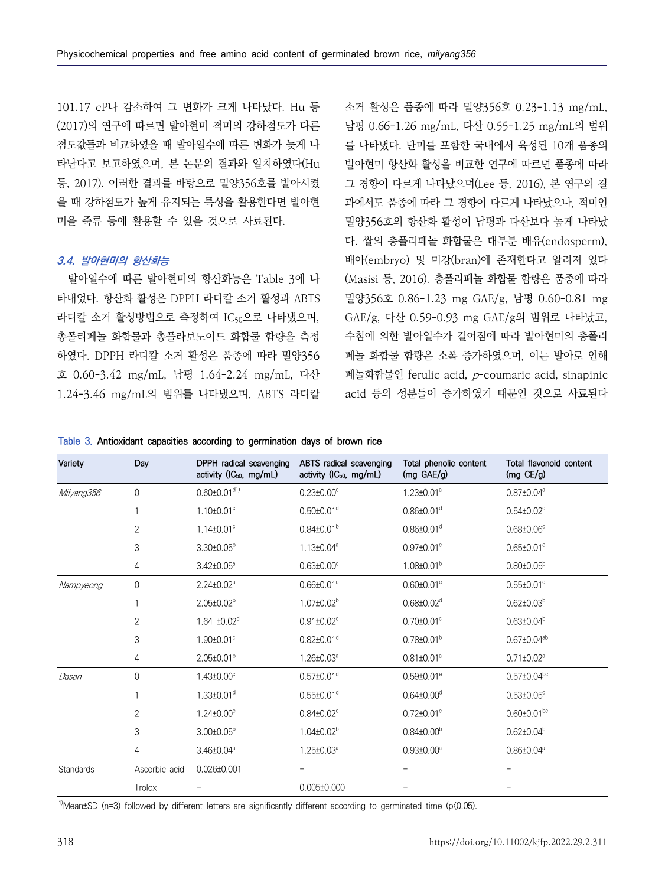101.17 cP나 감소하여 그 변화가 크게 나타났다. Hu 등 (2017)의 연구에 따르면 발아현미 적미의 강하점도가 다른 점도값들과 비교하였을 때 발아일수에 따른 변화가 늦게 나타난다고 보고하였으며, 본 논문의 결과와 일치하였다(Hu 등, 2017). 이러한 결과를 바탕으로 밀양356호를 발아시켰을 때 강하점도가 높게 유지되는 특성을 활용한다면 발아현미을 죽류 등에 활용할 수 있을 것으로 사료된다.

### *3.4. 발아현미의 항산화능*

발아일수에 따른 발아현미의 항산화능은 Table 3에 나타내었다. 항산화 활성은 DPPH 라디칼 소거 활성과 ABTS 라디칼 소거 활성방법으로 측정하여 $IC_{50}$으로 나타냈으며, 총폴리페놀 화합물과 총플라보노이드 화합물 함량을 측정하였다. DPPH 라디칼 소거 활성은 품종에 따라 밀양356호 0.60-3.42 mg/mL, 남평 1.64-2.24 mg/mL, 다산 1.24-3.46 mg/mL의 범위를 나타냈으며, ABTS 라디칼 소거 활성은 품종에 따라 밀양356호 0.23-1.13 mg/mL, 남평 0.66-1.26 mg/mL, 다산 0.55-1.25 mg/mL의 범위를 나타냈다. 단미를 포함한 국내에서 육성된 10개 품종의 발아현미 항산화 활성을 비교한 연구에 따르면 품종에 따라 그 경향이 다르게 나타났으며(Lee 등, 2016), 본 연구의 결과에서도 품종에 따라 그 경향이 다르게 나타났으나, 적미인 밀양356호의 항산화 활성이 남평과 다산보다 높게 나타났다. 쌀의 총폴리페놀 화합물은 대부분 배유(endosperm), 배아(embryo) 및 미강(bran)에 존재한다고 알려져 있다(Masisi 등, 2016). 총폴리페놀 화합물 함량은 품종에 따라 밀양356호 0.86-1.23 mg GAE/g, 남평 0.60-0.81 mg GAE/g, 다산 0.59-0.93 mg GAE/g의 범위로 나타났고, 수침에 의한 발아일수가 길어짐에 따라 발아현미의 총폴리페놀 화합물 함량은 소폭 증가하였으며, 이는 발아로 인해 페놀화합물인 ferulic acid, *p*-coumaric acid, sinapinic acid 등의 성분들이 증가하였기 때문인 것으로 사료된다

Table 3. Antioxidant capacities according to germination days of brown rice

| Variety | Day | DPPH radical scavenging activity ($IC_{50}$, mg/mL) | ABTS radical scavenging activity ($IC_{50}$, mg/mL) | Total phenolic content (mg GAE/g) | Total flavonoid content (mg CE/g) |
|---|---|---|---|---|---|
| *Milyang356* | 0 | 0.60±0.01[d1)] | 0.23±0.00[e] | 1.23±0.01[a] | 0.87±0.04[a] |
| | 1 | 1.10±0.01[c] | 0.50±0.01[d] | 0.86±0.01[d] | 0.54±0.02[d] |
| | 2 | 1.14±0.01[c] | 0.84±0.01[b] | 0.86±0.01[d] | 0.68±0.06[c] |
| | 3 | 3.30±0.05[b] | 1.13±0.04[a] | 0.97±0.01[c] | 0.65±0.01[c] |
| | 4 | 3.42±0.05[a] | 0.63±0.00[c] | 1.08±0.01[b] | 0.80±0.05[b] |
| *Nampyeong* | 0 | 2.24±0.02[a] | 0.66±0.01[e] | 0.60±0.01[e] | 0.55±0.01[c] |
| | 1 | 2.05±0.02[b] | 1.07±0.02[b] | 0.68±0.02[d] | 0.62±0.03[b] |
| | 2 | 1.64 ±0.02[d] | 0.91±0.02[c] | 0.70±0.01[c] | 0.63±0.04[b] |
| | 3 | 1.90±0.01[c] | 0.82±0.01[d] | 0.78±0.01[b] | 0.67±0.04[ab] |
| | 4 | 2.05±0.01[b] | 1.26±0.03[a] | 0.81±0.01[a] | 0.71±0.02[a] |
| *Dasan* | 0 | 1.43±0.00[c] | 0.57±0.01[d] | 0.59±0.01[e] | 0.57±0.04[bc] |
| | 1 | 1.33±0.01[d] | 0.55±0.01[d] | 0.64±0.00[d] | 0.53±0.05[c] |
| | 2 | 1.24±0.00[e] | 0.84±0.02[c] | 0.72±0.01[c] | 0.60±0.01[bc] |
| | 3 | 3.00±0.05[b] | 1.04±0.02[b] | 0.84±0.00[b] | 0.62±0.04[b] |
| | 4 | 3.46±0.04[a] | 1.25±0.03[a] | 0.93±0.00[a] | 0.86±0.04[a] |
| Standards | Ascorbic acid | 0.026±0.001 | - | - | - |
| | Trolox | - | 0.005±0.000 | - | - |

[1)]Mean±SD (n=3) followed by different letters are significantly different according to germinated time ($p<0.05$).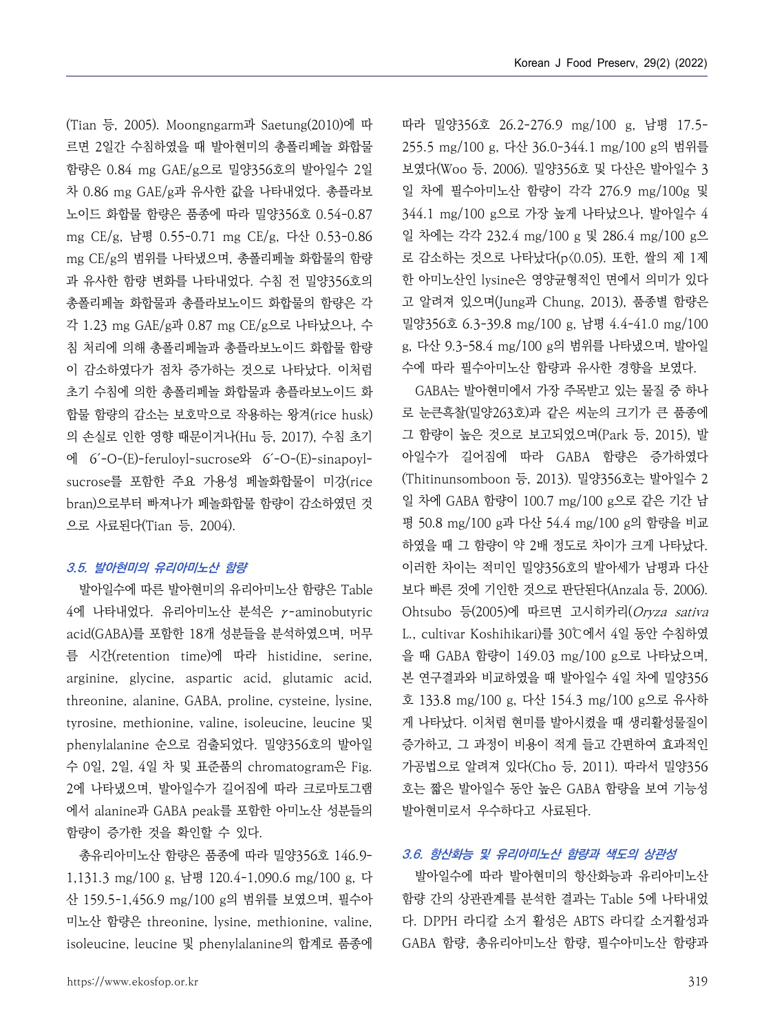(Tian 등, 2005). Moongngarm과 Saetung(2010)에 따르면 2일간 수침하였을 때 발아현미의 총폴리페놀 화합물 함량은 0.84 mg GAE/g으로 밀양356호의 발아일수 2일차 0.86 mg GAE/g과 유사한 값을 나타내었다. 총플라보노이드 화합물 함량은 품종에 따라 밀양356호 0.54-0.87 mg CE/g, 남평 0.55-0.71 mg CE/g, 다산 0.53-0.86 mg CE/g의 범위를 나타냈으며, 총폴리페놀 화합물의 함량과 유사한 함량 변화를 나타내었다. 수침 전 밀양356호의 총폴리페놀 화합물과 총플라보노이드 화합물의 함량은 각각 1.23 mg GAE/g과 0.87 mg CE/g으로 나타났으나, 수침 처리에 의해 총폴리페놀과 총플라보노이드 화합물 함량이 감소하였다가 점차 증가하는 것으로 나타났다. 이처럼 초기 수침에 의한 총폴리페놀 화합물과 총플라보노이드 화합물 함량의 감소는 보호막으로 작용하는 왕겨(rice husk)의 손실로 인한 영향 때문이거나(Hu 등, 2017), 수침 초기에 6′-O-(E)-feruloyl-sucrose와 6′-O-(E)-sinapoyl-sucrose를 포함한 주요 가용성 페놀화합물이 미강(rice bran)으로부터 빠져나가 페놀화합물 함량이 감소하였던 것으로 사료된다(Tian 등, 2004).

### 3.5. 발아현미의 유리아미노산 함량

발아일수에 따른 발아현미의 유리아미노산 함량은 Table 4에 나타내었다. 유리아미노산 분석은 $\gamma$-aminobutyric acid(GABA)를 포함한 18개 성분들을 분석하였으며, 머무름 시간(retention time)에 따라 histidine, serine, arginine, glycine, aspartic acid, glutamic acid, threonine, alanine, GABA, proline, cysteine, lysine, tyrosine, methionine, valine, isoleucine, leucine 및 phenylalanine 순으로 검출되었다. 밀양356호의 발아일수 0일, 2일, 4일 차 및 표준품의 chromatogram은 Fig. 2에 나타냈으며, 발아일수가 길어짐에 따라 크로마토그램에서 alanine과 GABA peak를 포함한 아미노산 성분들의 함량이 증가한 것을 확인할 수 있다.

총유리아미노산 함량은 품종에 따라 밀양356호 146.9-1,131.3 mg/100 g, 남평 120.4-1,090.6 mg/100 g, 다산 159.5-1,456.9 mg/100 g의 범위를 보였으며, 필수아미노산 함량은 threonine, lysine, methionine, valine, isoleucine, leucine 및 phenylalanine의 합계로 품종에 따라 밀양356호 26.2-276.9 mg/100 g, 남평 17.5-255.5 mg/100 g, 다산 36.0-344.1 mg/100 g의 범위를 보였다(Woo 등, 2006). 밀양356호 및 다산은 발아일수 3일 차에 필수아미노산 함량이 각각 276.9 mg/100g 및 344.1 mg/100 g으로 가장 높게 나타났으나, 발아일수 4일 차에는 각각 232.4 mg/100 g 및 286.4 mg/100 g으로 감소하는 것으로 나타났다($p<0.05$). 또한, 쌀의 제 1제한 아미노산인 lysine은 영양균형적인 면에서 의미가 있다고 알려져 있으며(Jung과 Chung, 2013), 품종별 함량은 밀양356호 6.3-39.8 mg/100 g, 남평 4.4-41.0 mg/100 g, 다산 9.3-58.4 mg/100 g의 범위를 나타냈으며, 발아일수에 따라 필수아미노산 함량과 유사한 경향을 보였다.

GABA는 발아현미에서 가장 주목받고 있는 물질 중 하나로 눈큰흑찰(밀양263호)과 같은 씨눈의 크기가 큰 품종에 그 함량이 높은 것으로 보고되었으며(Park 등, 2015), 발아일수가 길어짐에 따라 GABA 함량은 증가하였다(Thitinunsomboon 등, 2013). 밀양356호는 발아일수 2일 차에 GABA 함량이 100.7 mg/100 g으로 같은 기간 남평 50.8 mg/100 g과 다산 54.4 mg/100 g의 함량을 비교하였을 때 그 함량이 약 2배 정도로 차이가 크게 나타났다. 이러한 차이는 적미인 밀양356호의 발아세가 남평과 다산보다 빠른 것에 기인한 것으로 판단된다(Anzala 등, 2006). Ohtsubo 등(2005)에 따르면 고시히카리(*Oryza sativa* L., cultivar Koshihikari)를 30℃에서 4일 동안 수침하였을 때 GABA 함량이 149.03 mg/100 g으로 나타났으며, 본 연구결과와 비교하였을 때 발아일수 4일 차에 밀양356호 133.8 mg/100 g, 다산 154.3 mg/100 g으로 유사하게 나타났다. 이처럼 현미를 발아시켰을 때 생리활성물질이 증가하고, 그 과정이 비용이 적게 들고 간편하여 효과적인 가공법으로 알려져 있다(Cho 등, 2011). 따라서 밀양356호는 짧은 발아일수 동안 높은 GABA 함량을 보여 기능성 발아현미로서 우수하다고 사료된다.

### 3.6. 항산화능 및 유리아미노산 함량과 색도의 상관성

발아일수에 따라 발아현미의 항산화능과 유리아미노산 함량 간의 상관관계를 분석한 결과는 Table 5에 나타내었다. DPPH 라디칼 소거 활성은 ABTS 라디칼 소거활성과 GABA 함량, 총유리아미노산 함량, 필수아미노산 함량과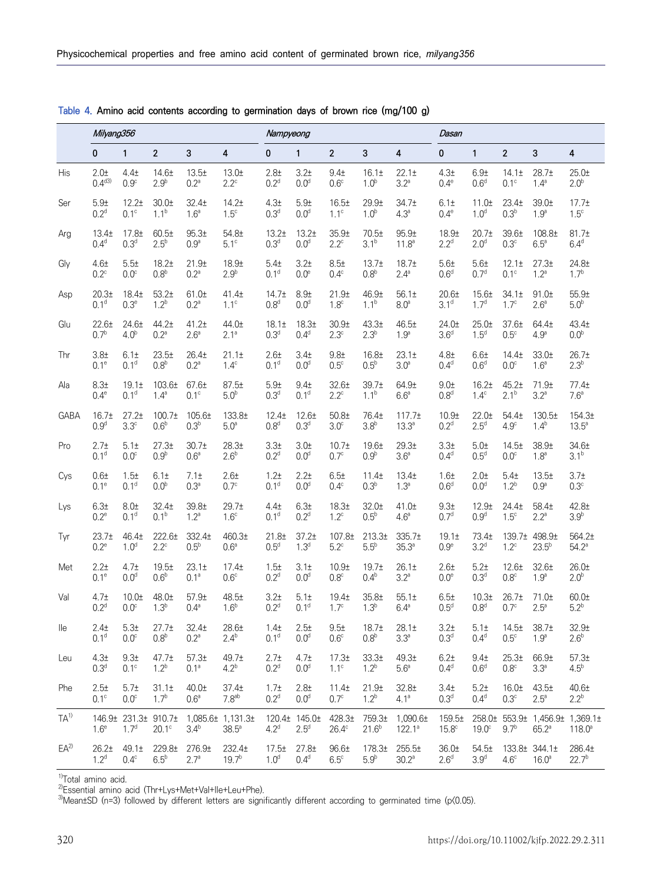Table 4. Amino acid contents according to germination days of brown rice (mg/100 g)

| | *Milyang356* | | | | | *Nampyeong* | | | | | *Dasan* | | | | |
|---|---|---|---|---|---|---|---|---|---|---|---|---|---|---|---|
| | 0 | 1 | 2 | 3 | 4 | 0 | 1 | 2 | 3 | 4 | 0 | 1 | 2 | 3 | 4 |
| His | 2.0±0.4[d3)] | 4.4±0.9[c] | 14.6±2.9[b] | 13.5±0.2[a] | 13.0±2.2[c] | 2.8±0.2[d] | 3.2±0.0[d] | 9.4±0.6[c] | 16.1±1.0[b] | 22.1±3.2[a] | 4.3±0.4[e] | 6.9±0.6[d] | 14.1±0.1[c] | 28.7±1.4[a] | 25.0±2.0[b] |
| Ser | 5.9±0.2[d] | 12.2±0.1[c] | 30.0±1.1[b] | 32.4±1.6[a] | 14.2±1.5[c] | 4.3±0.3[d] | 5.9±0.0[d] | 16.5±1.1[c] | 29.9±1.0[b] | 34.7±4.3[a] | 6.1±0.4[e] | 11.0±1.0[d] | 23.4±0.3[b] | 39.0±1.9[a] | 17.7±1.5[c] |
| Arg | 13.4±0.4[d] | 17.8±0.3[d] | 60.5±2.5[b] | 95.3±0.9[a] | 54.8±5.1[c] | 13.2±0.3[d] | 13.2±0.0[d] | 35.9±2.2[c] | 70.5±3.1[b] | 95.9±11.8[a] | 18.9±2.2[d] | 20.7±2.0[d] | 39.6±0.3[c] | 108.8±6.5[a] | 81.7±6.4[d] |
| Gly | 4.6±0.2[c] | 5.5±0.0[c] | 18.2±0.8[b] | 21.9±0.2[a] | 18.9±2.9[b] | 5.4±0.1[d] | 3.2±0.0[e] | 8.5±0.4[c] | 13.7±0.8[b] | 18.7±2.4[a] | 5.6±0.6[d] | 5.6±0.7[d] | 12.1±0.1[c] | 27.3±1.2[a] | 24.8±1.7[b] |
| Asp | 20.3±0.1[d] | 18.4±0.3[e] | 53.2±1.2[b] | 61.0±0.2[a] | 41.4±1.1[c] | 14.7±0.8[d] | 8.9±0.0[d] | 21.9±1.8[c] | 46.9±1.1[b] | 56.1±8.0[a] | 20.6±3.1[d] | 15.6±1.7[d] | 34.1±1.7[c] | 91.0±2.6[a] | 55.9±5.0[b] |
| Glu | 22.6±0.7[b] | 24.6±4.0[b] | 44.2±0.2[a] | 41.2±2.6[a] | 44.0±2.1[a] | 18.1±0.3[d] | 18.3±0.4[d] | 30.9±2.3[c] | 43.3±2.3[b] | 46.5±1.9[a] | 24.0±3.6[d] | 25.0±1.5[d] | 37.6±0.5[c] | 64.4±4.9[a] | 43.4±0.0[b] |
| Thr | 3.8±0.1[e] | 6.1±0.1[d] | 23.5±0.8[b] | 26.4±0.2[a] | 21.1±1.4[c] | 2.6±0.1[d] | 3.4±0.0[d] | 9.8±0.5[c] | 16.8±0.5[b] | 23.1±3.0[a] | 4.8±0.4[d] | 6.6±0.6[d] | 14.4±0.0[c] | 33.0±1.6[a] | 26.7±2.3[b] |
| Ala | 8.3±0.4[e] | 19.1±0.1[d] | 103.6±1.4[a] | 67.6±0.1[c] | 87.5±5.0[b] | 5.9±0.3[d] | 9.4±0.1[d] | 32.6±2.2[c] | 39.7±1.1[b] | 64.9±6.6[a] | 9.0±0.8[d] | 16.2±1.4[c] | 45.2±2.1[b] | 71.9±3.2[a] | 77.4±7.6[a] |
| GABA | 16.7±0.9[d] | 27.2±3.3[c] | 100.7±0.6[b] | 105.6±0.3[b] | 133.8±5.0[a] | 12.4±0.8[d] | 12.6±0.3[d] | 50.8±3.0[c] | 76.4±3.8[b] | 117.7±13.3[a] | 10.9±0.2[d] | 22.0±2.5[d] | 54.4±4.9[c] | 130.5±1.4[b] | 154.3±13.5[a] |
| Pro | 2.7±0.1[d] | 5.1±0.0[c] | 27.3±0.9[b] | 30.7±0.6[a] | 28.3±2.6[b] | 3.3±0.2[d] | 3.0±0.0[d] | 10.7±0.7[c] | 19.6±0.9[b] | 29.3±3.6[a] | 3.3±0.4[d] | 5.0±0.5[d] | 14.5±0.0[c] | 38.9±1.8[a] | 34.6±3.1[b] |
| Cys | 0.6±0.1[e] | 1.5±0.1[d] | 6.1±0.0[b] | 7.1±0.3[a] | 2.6±0.7[c] | 1.2±0.1[d] | 2.2±0.0[d] | 6.5±0.4[c] | 11.4±0.3[b] | 13.4±1.3[a] | 1.6±0.6[d] | 2.0±0.0[d] | 5.4±1.2[b] | 13.5±0.9[a] | 3.7±0.3[c] |
| Lys | 6.3±0.2[e] | 8.0±0.1[d] | 32.4±0.1[b] | 39.8±1.2[a] | 29.7±1.6[c] | 4.4±0.1[d] | 6.3±0.2[d] | 18.3±1.2[c] | 32.0±0.5[b] | 41.0±4.6[a] | 9.3±0.7[d] | 12.9±0.9[d] | 24.4±1.5[c] | 58.4±2.2[a] | 42.8±3.9[b] |
| Tyr | 23.7±0.2[e] | 46.4±1.0[d] | 222.6±2.2[c] | 332.4±0.5[b] | 460.3±0.6[a] | 21.8±0.5[d] | 37.2±1.3[d] | 107.8±5.2[c] | 213.3±5.5[b] | 335.7±35.3[a] | 19.1±0.9[e] | 73.4±3.2[d] | 139.7±1.2[c] | 498.9±23.5[b] | 564.2±54.2[a] |
| Met | 2.2±0.1[e] | 4.7±0.0[d] | 19.5±0.6[b] | 23.1±0.1[a] | 17.4±0.6[c] | 1.5±0.2[d] | 3.1±0.0[d] | 10.9±0.8[c] | 19.7±0.4[b] | 26.1±3.2[a] | 2.6±0.0[e] | 5.2±0.3[d] | 12.6±0.8[c] | 32.6±1.9[a] | 26.0±2.0[b] |
| Val | 4.7±0.2[d] | 10.0±0.0[c] | 48.0±1.3[b] | 57.9±0.4[a] | 48.5±1.6[b] | 3.2±0.2[d] | 5.1±0.1[d] | 19.4±1.7[c] | 35.8±1.3[b] | 55.1±6.4[a] | 6.5±0.5[d] | 10.3±0.8[d] | 26.7±0.7[c] | 71.0±2.5[a] | 60.0±5.2[b] |
| Ile | 2.4±0.1[d] | 5.3±0.0[c] | 27.7±0.8[b] | 32.4±0.2[a] | 28.6±2.4[b] | 1.4±0.1[d] | 2.5±0.0[d] | 9.5±0.6[c] | 18.7±0.8[b] | 28.1±3.3[a] | 3.2±0.3[d] | 5.1±0.4[d] | 14.5±0.5[c] | 38.7±1.9[a] | 32.9±2.6[b] |
| Leu | 4.3±0.3[d] | 9.3±0.1[c] | 47.7±1.2[b] | 57.3±0.1[a] | 49.7±4.2[b] | 2.7±0.2[d] | 4.7±0.0[d] | 17.3±1.1[c] | 33.3±1.2[b] | 49.3±5.6[a] | 6.2±0.4[d] | 9.4±0.6[d] | 25.3±0.8[c] | 66.9±3.3[a] | 57.3±4.5[b] |
| Phe | 2.5±0.1[c] | 5.7±0.0[c] | 31.1±1.7[b] | 40.0±0.6[a] | 37.4±7.8[ab] | 1.7±0.2[d] | 2.8±0.0[d] | 11.4±0.7[c] | 21.9±1.2[b] | 32.8±4.1[a] | 3.4±0.3[d] | 5.2±0.4[d] | 16.0±0.3[c] | 43.5±2.5[a] | 40.6±2.2[b] |
| TA[1)] | 146.9±1.6[e] | 231.3±1.7[d] | 910.7±20.1[c] | 1,085.6±3.4[b] | 1,131.3±38.5[a] | 120.4±4.2[d] | 145.0±2.5[d] | 428.3±26.4[c] | 759.3±21.6[b] | 1,090.6±122.1[a] | 159.5±15.8[c] | 258.0±19.0[c] | 553.9±9.7[b] | 1,456.9±65.2[a] | 1,369.1±118.0[a] |
| EA[2)] | 26.2±1.2[d] | 49.1±0.4[c] | 229.8±6.5[b] | 276.9±2.7[a] | 232.4±19.7[b] | 17.5±1.0[d] | 27.8±0.4[d] | 96.6±6.5[c] | 178.3±5.9[b] | 255.5±30.2[a] | 36.0±2.6[d] | 54.5±3.9[d] | 133.8±4.6[c] | 344.1±16.0[a] | 286.4±22.7[b] |

[1)]Total amino acid.
[2)]Essential amino acid (Thr+Lys+Met+Val+Ile+Leu+Phe).
[3)]Mean±SD (n=3) followed by different letters are significantly different according to germinated time ($p<0.05$).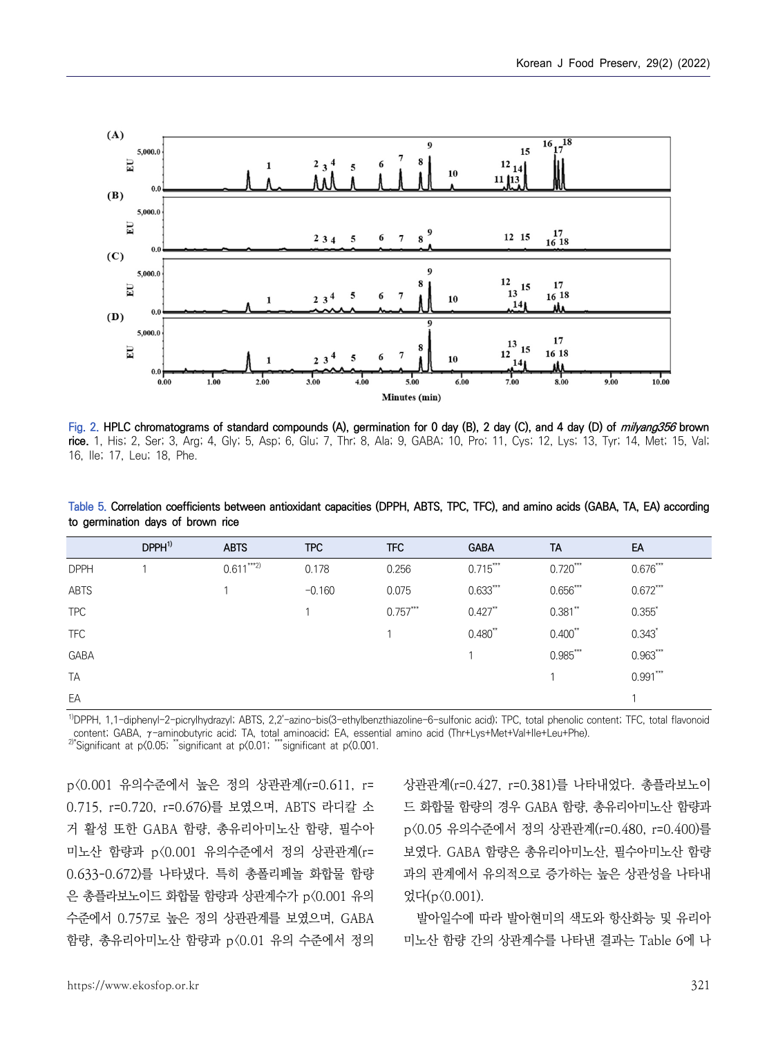Fig. 2. HPLC chromatograms of standard compounds (A), germination for 0 day (B), 2 day (C), and 4 day (D) of *milyang356* brown rice. 1, His; 2, Ser; 3, Arg; 4, Gly; 5, Asp; 6, Glu; 7, Thr; 8, Ala; 9, GABA; 10, Pro; 11, Cys; 12, Lys; 13, Tyr; 14, Met; 15, Val; 16, Ile; 17, Leu; 18, Phe.

Table 5. Correlation coefficients between antioxidant capacities (DPPH, ABTS, TPC, TFC), and amino acids (GABA, TA, EA) according to germination days of brown rice

| | DPPH[1)] | ABTS | TPC | TFC | GABA | TA | EA |
|---|---|---|---|---|---|---|---|
| DPPH | 1 | 0.611***[2)] | 0.178 | 0.256 | 0.715*** | 0.720*** | 0.676*** |
| ABTS | | 1 | −0.160 | 0.075 | 0.633*** | 0.656*** | 0.672*** |
| TPC | | | 1 | 0.757*** | 0.427** | 0.381** | 0.355* |
| TFC | | | | 1 | 0.480** | 0.400** | 0.343* |
| GABA | | | | | 1 | 0.985*** | 0.963*** |
| TA | | | | | | 1 | 0.991*** |
| EA | | | | | | | 1 |

[1)]DPPH, 1,1-diphenyl-2-picrylhydrazyl; ABTS, 2,2′-azino-bis(3-ethylbenzthiazoline-6-sulfonic acid); TPC, total phenolic content; TFC, total flavonoid content; GABA, γ-aminobutyric acid; TA, total aminoacid; EA, essential amino acid (Thr+Lys+Met+Val+Ile+Leu+Phe).
[2)]*Significant at $p<0.05$; **significant at $p<0.01$; ***significant at $p<0.001$.

p<0.001 유의수준에서 높은 정의 상관관계(r=0.611, r=0.715, r=0.720, r=0.676)를 보였으며, ABTS 라디칼 소거 활성 또한 GABA 함량, 총유리아미노산 함량, 필수아미노산 함량과 p<0.001 유의수준에서 정의 상관관계(r=0.633-0.672)를 나타냈다. 특히 총폴리페놀 화합물 함량은 총플라보노이드 화합물 함량과 상관계수가 p<0.001 유의수준에서 0.757로 높은 정의 상관관계를 보였으며, GABA 함량, 총유리아미노산 함량과 p<0.01 유의 수준에서 정의 상관관계(r=0.427, r=0.381)를 나타내었다. 총플라보노이드 화합물 함량의 경우 GABA 함량, 총유리아미노산 함량과 p<0.05 유의수준에서 정의 상관관계(r=0.480, r=0.400)를 보였다. GABA 함량은 총유리아미노산, 필수아미노산 함량과의 관계에서 유의적으로 증가하는 높은 상관성을 나타내었다(p<0.001).

발아일수에 따라 발아현미의 색도와 항산화능 및 유리아미노산 함량 간의 상관계수를 나타낸 결과는 Table 6에 나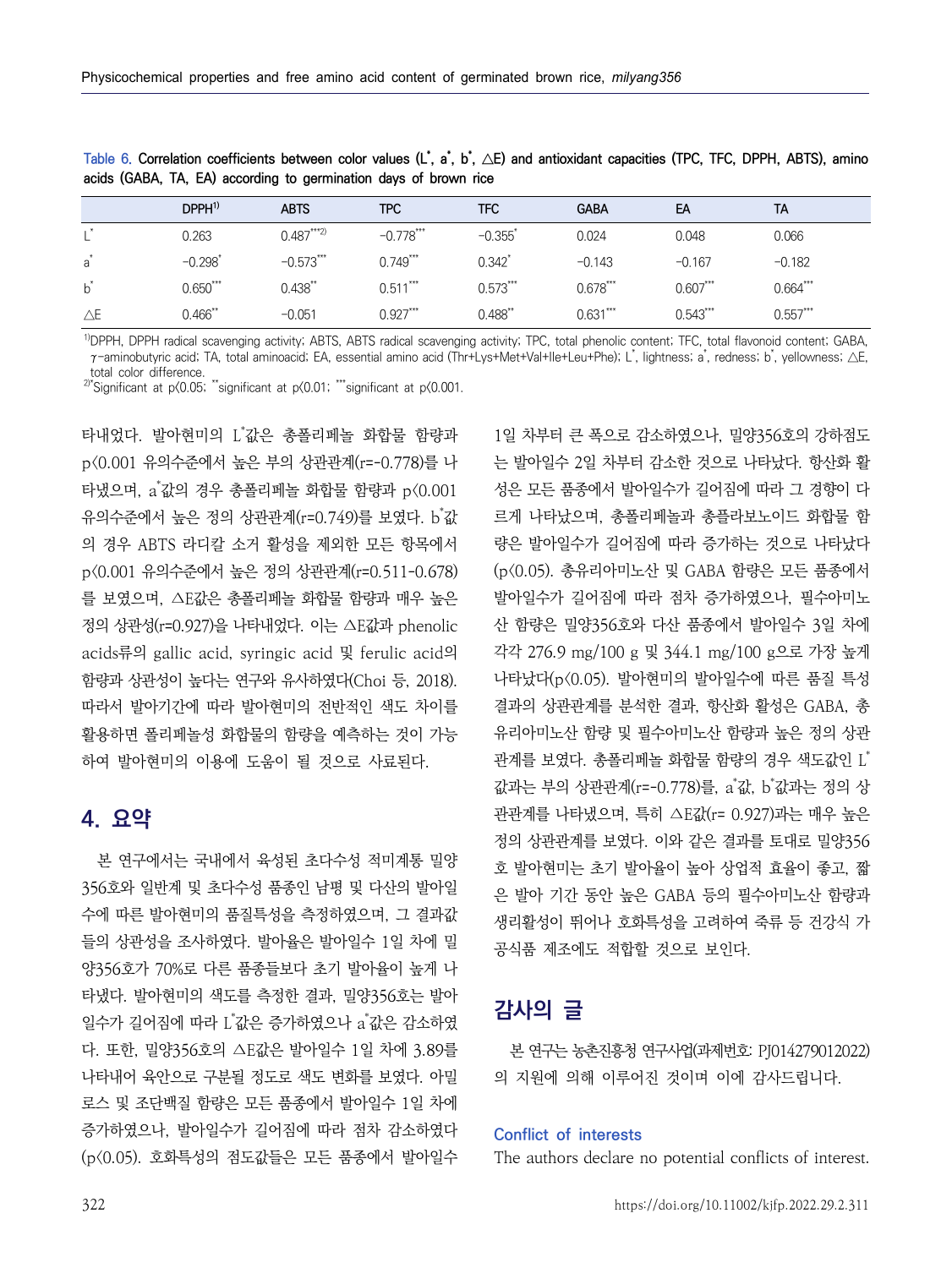Table 6. Correlation coefficients between color values ($L^*$, $a^*$, $b^*$, $\triangle E$) and antioxidant capacities (TPC, TFC, DPPH, ABTS), amino acids (GABA, TA, EA) according to germination days of brown rice

| | DPPH[1)] | ABTS | TPC | TFC | GABA | EA | TA |
|---|---|---|---|---|---|---|---|
| $L^*$ | 0.263 | $0.487^{***2)}$ | $-0.778^{***}$ | $-0.355^{*}$ | 0.024 | 0.048 | 0.066 |
| $a^*$ | $-0.298^{*}$ | $-0.573^{***}$ | $0.749^{***}$ | $0.342^{*}$ | $-0.143$ | $-0.167$ | $-0.182$ |
| $b^*$ | $0.650^{***}$ | $0.438^{**}$ | $0.511^{***}$ | $0.573^{***}$ | $0.678^{***}$ | $0.607^{***}$ | $0.664^{***}$ |
| $\triangle E$ | $0.466^{**}$ | $-0.051$ | $0.927^{***}$ | $0.488^{**}$ | $0.631^{***}$ | $0.543^{***}$ | $0.557^{***}$ |

1)DPPH, DPPH radical scavenging activity; ABTS, ABTS radical scavenging activity; TPC, total phenolic content; TFC, total flavonoid content; GABA, γ-aminobutyric acid; TA, total aminoacid; EA, essential amino acid (Thr+Lys+Met+Val+Ile+Leu+Phe); $L^*$, lightness; $a^*$, redness; $b^*$, yellowness; $\triangle E$, total color difference.
2)*Significant at $p<0.05$; **significant at $p<0.01$; ***significant at $p<0.001$.

타내었다. 발아현미의 $L^*$값은 총폴리페놀 화합물 함량과 $p<0.001$ 유의수준에서 높은 부의 상관관계(r=-0.778)를 나타냈으며, $a^*$값의 경우 총폴리페놀 화합물 함량과 $p<0.001$ 유의수준에서 높은 정의 상관관계(r=0.749)를 보였다. $b^*$값의 경우 ABTS 라디칼 소거 활성을 제외한 모든 항목에서 $p<0.001$ 유의수준에서 높은 정의 상관관계(r=0.511-0.678)를 보였으며, $\triangle E$값은 총폴리페놀 화합물 함량과 매우 높은 정의 상관성(r=0.927)을 나타내었다. 이는 $\triangle E$값과 phenolic acids류의 gallic acid, syringic acid 및 ferulic acid의 함량과 상관성이 높다는 연구와 유사하였다(Choi 등, 2018). 따라서 발아기간에 따라 발아현미의 전반적인 색도 차이를 활용하면 폴리페놀성 화합물의 함량을 예측하는 것이 가능하여 발아현미의 이용에 도움이 될 것으로 사료된다.

## 4. 요약

본 연구에서는 국내에서 육성된 초다수성 적미계통 밀양356호와 일반계 및 초다수성 품종인 남평 및 다산의 발아일수에 따른 발아현미의 품질특성을 측정하였으며, 그 결과값들의 상관성을 조사하였다. 발아율은 발아일수 1일 차에 밀양356호가 70%로 다른 품종들보다 초기 발아율이 높게 나타났다. 발아현미의 색도를 측정한 결과, 밀양356호는 발아일수가 길어짐에 따라 $L^*$값은 증가하였으나 $a^*$값은 감소하였다. 또한, 밀양356호의 $\triangle E$값은 발아일수 1일 차에 3.89를 나타내어 육안으로 구분될 정도로 색도 변화를 보였다. 아밀로스 및 조단백질 함량은 모든 품종에서 발아일수 1일 차에 증가하였으나, 발아일수가 길어짐에 따라 점차 감소하였다($p<0.05$). 호화특성의 점도값들은 모든 품종에서 발아일수 1일 차부터 큰 폭으로 감소하였으나, 밀양356호의 강하점도는 발아일수 2일 차부터 감소한 것으로 나타났다. 항산화 활성은 모든 품종에서 발아일수가 길어짐에 따라 그 경향이 다르게 나타났으며, 총폴리페놀과 총플라보노이드 화합물 함량은 발아일수가 길어짐에 따라 증가하는 것으로 나타났다($p<0.05$). 총유리아미노산 및 GABA 함량은 모든 품종에서 발아일수가 길어짐에 따라 점차 증가하였으나, 필수아미노산 함량은 밀양356호와 다산 품종에서 발아일수 3일 차에 각각 276.9 mg/100 g 및 344.1 mg/100 g으로 가장 높게 나타났다($p<0.05$). 발아현미의 발아일수에 따른 품질 특성 결과의 상관관계를 분석한 결과, 항산화 활성은 GABA, 총유리아미노산 함량 및 필수아미노산 함량과 높은 정의 상관관계를 보였다. 총폴리페놀 화합물 함량의 경우 색도값인 $L^*$값과는 부의 상관관계(r=-0.778)를, $a^*$값, $b^*$값과는 정의 상관관계를 나타냈으며, 특히 $\triangle E$값(r= 0.927)과는 매우 높은 정의 상관관계를 보였다. 이와 같은 결과를 토대로 밀양356호 발아현미는 초기 발아율이 높아 상업적 효율이 좋고, 짧은 발아 기간 동안 높은 GABA 등의 필수아미노산 함량과 생리활성이 뛰어나 호화특성을 고려하여 죽류 등 건강식 가공식품 제조에도 적합할 것으로 보인다.

## 감사의 글

본 연구는 농촌진흥청 연구사업(과제번호: PJ014279012022)의 지원에 의해 이루어진 것이며 이에 감사드립니다.

### Conflict of interests

The authors declare no potential conflicts of interest.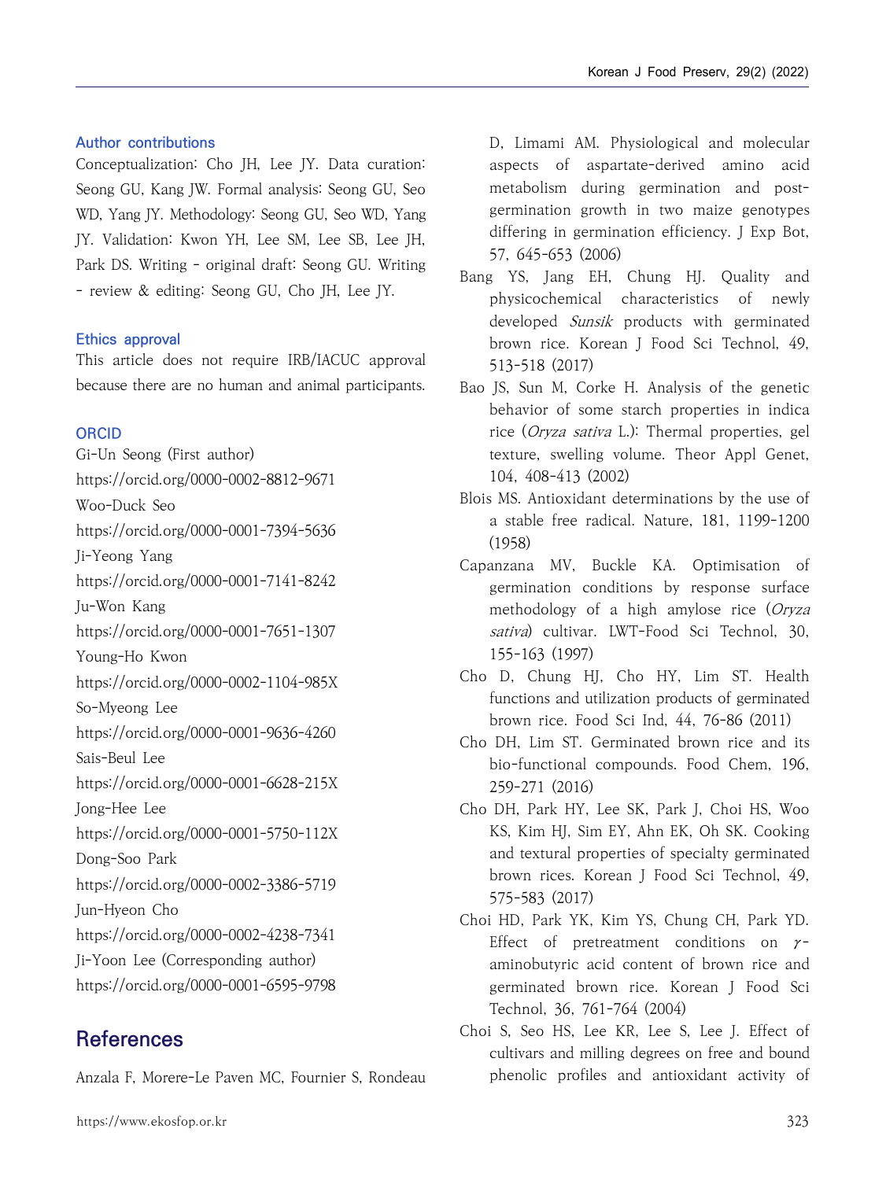### Author contributions

Conceptualization: Cho JH, Lee JY. Data curation: Seong GU, Kang JW. Formal analysis: Seong GU, Seo WD, Yang JY. Methodology: Seong GU, Seo WD, Yang JY. Validation: Kwon YH, Lee SM, Lee SB, Lee JH, Park DS. Writing - original draft: Seong GU. Writing - review & editing: Seong GU, Cho JH, Lee JY.

### Ethics approval

This article does not require IRB/IACUC approval because there are no human and animal participants.

### ORCID

Gi-Un Seong (First author)
https://orcid.org/0000-0002-8812-9671
Woo-Duck Seo
https://orcid.org/0000-0001-7394-5636
Ji-Yeong Yang
https://orcid.org/0000-0001-7141-8242
Ju-Won Kang
https://orcid.org/0000-0001-7651-1307
Young-Ho Kwon
https://orcid.org/0000-0002-1104-985X
So-Myeong Lee
https://orcid.org/0000-0001-9636-4260
Sais-Beul Lee
https://orcid.org/0000-0001-6628-215X
Jong-Hee Lee
https://orcid.org/0000-0001-5750-112X
Dong-Soo Park
https://orcid.org/0000-0002-3386-5719
Jun-Hyeon Cho
https://orcid.org/0000-0002-4238-7341
Ji-Yoon Lee (Corresponding author)
https://orcid.org/0000-0001-6595-9798

## References

Anzala F, Morere-Le Paven MC, Fournier S, Rondeau D, Limami AM. Physiological and molecular aspects of aspartate-derived amino acid metabolism during germination and post-germination growth in two maize genotypes differing in germination efficiency. J Exp Bot, 57, 645-653 (2006)

Bang YS, Jang EH, Chung HJ. Quality and physicochemical characteristics of newly developed *Sunsik* products with germinated brown rice. Korean J Food Sci Technol, 49, 513-518 (2017)

Bao JS, Sun M, Corke H. Analysis of the genetic behavior of some starch properties in indica rice (*Oryza sativa* L.): Thermal properties, gel texture, swelling volume. Theor Appl Genet, 104, 408-413 (2002)

Blois MS. Antioxidant determinations by the use of a stable free radical. Nature, 181, 1199-1200 (1958)

Capanzana MV, Buckle KA. Optimisation of germination conditions by response surface methodology of a high amylose rice (*Oryza sativa*) cultivar. LWT-Food Sci Technol, 30, 155-163 (1997)

Cho D, Chung HJ, Cho HY, Lim ST. Health functions and utilization products of germinated brown rice. Food Sci Ind, 44, 76-86 (2011)

Cho DH, Lim ST. Germinated brown rice and its bio-functional compounds. Food Chem, 196, 259-271 (2016)

Cho DH, Park HY, Lee SK, Park J, Choi HS, Woo KS, Kim HJ, Sim EY, Ahn EK, Oh SK. Cooking and textural properties of specialty germinated brown rices. Korean J Food Sci Technol, 49, 575-583 (2017)

Choi HD, Park YK, Kim YS, Chung CH, Park YD. Effect of pretreatment conditions on $\gamma$-aminobutyric acid content of brown rice and germinated brown rice. Korean J Food Sci Technol, 36, 761-764 (2004)

Choi S, Seo HS, Lee KR, Lee S, Lee J. Effect of cultivars and milling degrees on free and bound phenolic profiles and antioxidant activity of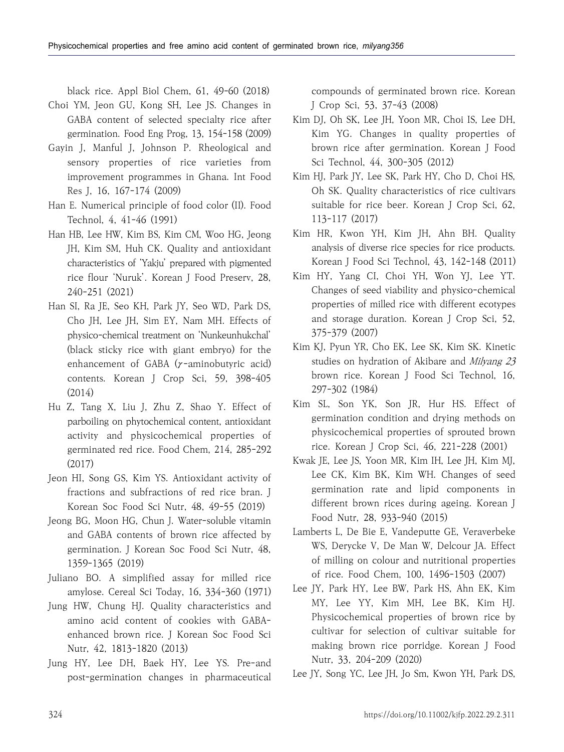black rice. Appl Biol Chem, 61, 49-60 (2018)

Choi YM, Jeon GU, Kong SH, Lee JS. Changes in GABA content of selected specialty rice after germination. Food Eng Prog, 13, 154-158 (2009)

Gayin J, Manful J, Johnson P. Rheological and sensory properties of rice varieties from improvement programmes in Ghana. Int Food Res J, 16, 167-174 (2009)

Han E. Numerical principle of food color (II). Food Technol, 4, 41-46 (1991)

Han HB, Lee HW, Kim BS, Kim CM, Woo HG, Jeong JH, Kim SM, Huh CK. Quality and antioxidant characteristics of 'Yakju' prepared with pigmented rice flour 'Nuruk'. Korean J Food Preserv, 28, 240-251 (2021)

Han SI, Ra JE, Seo KH, Park JY, Seo WD, Park DS, Cho JH, Lee JH, Sim EY, Nam MH. Effects of physico-chemical treatment on 'Nunkeunhukchal' (black sticky rice with giant embryo) for the enhancement of GABA ($\gamma$-aminobutyric acid) contents. Korean J Crop Sci, 59, 398-405 (2014)

Hu Z, Tang X, Liu J, Zhu Z, Shao Y. Effect of parboiling on phytochemical content, antioxidant activity and physicochemical properties of germinated red rice. Food Chem, 214, 285-292 (2017)

Jeon HI, Song GS, Kim YS. Antioxidant activity of fractions and subfractions of red rice bran. J Korean Soc Food Sci Nutr, 48, 49-55 (2019)

Jeong BG, Moon HG, Chun J. Water-soluble vitamin and GABA contents of brown rice affected by germination. J Korean Soc Food Sci Nutr, 48, 1359-1365 (2019)

Juliano BO. A simplified assay for milled rice amylose. Cereal Sci Today, 16, 334-360 (1971)

Jung HW, Chung HJ. Quality characteristics and amino acid content of cookies with GABA-enhanced brown rice. J Korean Soc Food Sci Nutr, 42, 1813-1820 (2013)

Jung HY, Lee DH, Baek HY, Lee YS. Pre-and post-germination changes in pharmaceutical compounds of germinated brown rice. Korean J Crop Sci, 53, 37-43 (2008)

Kim DJ, Oh SK, Lee JH, Yoon MR, Choi IS, Lee DH, Kim YG. Changes in quality properties of brown rice after germination. Korean J Food Sci Technol, 44, 300-305 (2012)

Kim HJ, Park JY, Lee SK, Park HY, Cho D, Choi HS, Oh SK. Quality characteristics of rice cultivars suitable for rice beer. Korean J Crop Sci, 62, 113-117 (2017)

Kim HR, Kwon YH, Kim JH, Ahn BH. Quality analysis of diverse rice species for rice products. Korean J Food Sci Technol, 43, 142-148 (2011)

Kim HY, Yang CI, Choi YH, Won YJ, Lee YT. Changes of seed viability and physico-chemical properties of milled rice with different ecotypes and storage duration. Korean J Crop Sci, 52, 375-379 (2007)

Kim KJ, Pyun YR, Cho EK, Lee SK, Kim SK. Kinetic studies on hydration of Akibare and *Milyang 23* brown rice. Korean J Food Sci Technol, 16, 297-302 (1984)

Kim SL, Son YK, Son JR, Hur HS. Effect of germination condition and drying methods on physicochemical properties of sprouted brown rice. Korean J Crop Sci, 46, 221-228 (2001)

Kwak JE, Lee JS, Yoon MR, Kim IH, Lee JH, Kim MJ, Lee CK, Kim BK, Kim WH. Changes of seed germination rate and lipid components in different brown rices during ageing. Korean J Food Nutr, 28, 933-940 (2015)

Lamberts L, De Bie E, Vandeputte GE, Veraverbeke WS, Derycke V, De Man W, Delcour JA. Effect of milling on colour and nutritional properties of rice. Food Chem, 100, 1496-1503 (2007)

Lee JY, Park HY, Lee BW, Park HS, Ahn EK, Kim MY, Lee YY, Kim MH, Lee BK, Kim HJ. Physicochemical properties of brown rice by cultivar for selection of cultivar suitable for making brown rice porridge. Korean J Food Nutr, 33, 204-209 (2020)

Lee JY, Song YC, Lee JH, Jo Sm, Kwon YH, Park DS,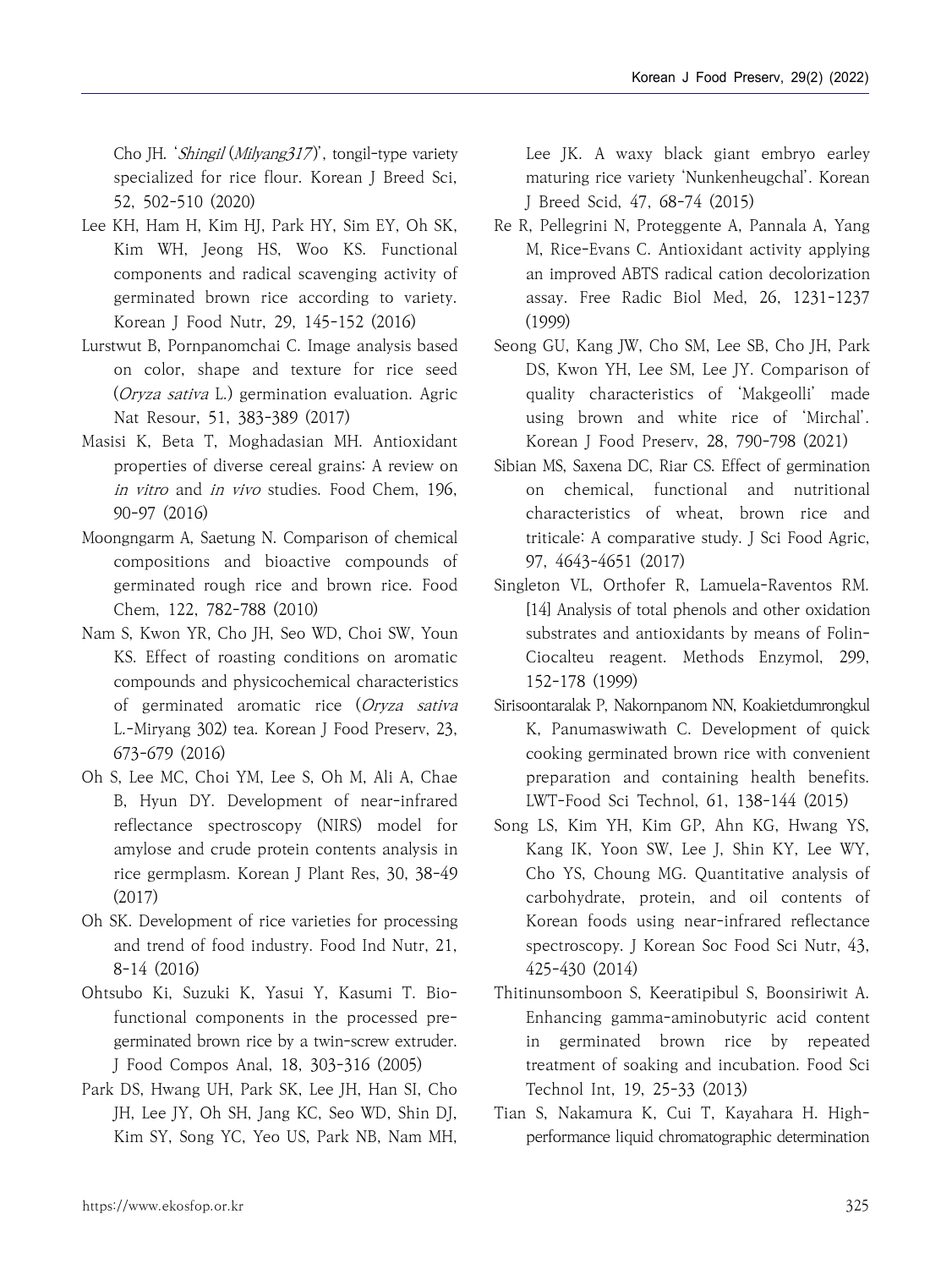Cho JH. '*Shingil* (*Milyang317*)', tongil-type variety specialized for rice flour. Korean J Breed Sci, 52, 502-510 (2020)

Lee KH, Ham H, Kim HJ, Park HY, Sim EY, Oh SK, Kim WH, Jeong HS, Woo KS. Functional components and radical scavenging activity of germinated brown rice according to variety. Korean J Food Nutr, 29, 145-152 (2016)

Lurstwut B, Pornpanomchai C. Image analysis based on color, shape and texture for rice seed (*Oryza sativa* L.) germination evaluation. Agric Nat Resour, 51, 383-389 (2017)

Masisi K, Beta T, Moghadasian MH. Antioxidant properties of diverse cereal grains: A review on *in vitro* and *in vivo* studies. Food Chem, 196, 90-97 (2016)

Moongngarm A, Saetung N. Comparison of chemical compositions and bioactive compounds of germinated rough rice and brown rice. Food Chem, 122, 782-788 (2010)

Nam S, Kwon YR, Cho JH, Seo WD, Choi SW, Youn KS. Effect of roasting conditions on aromatic compounds and physicochemical characteristics of germinated aromatic rice (*Oryza sativa* L.-Miryang 302) tea. Korean J Food Preserv, 23, 673-679 (2016)

Oh S, Lee MC, Choi YM, Lee S, Oh M, Ali A, Chae B, Hyun DY. Development of near-infrared reflectance spectroscopy (NIRS) model for amylose and crude protein contents analysis in rice germplasm. Korean J Plant Res, 30, 38-49 (2017)

Oh SK. Development of rice varieties for processing and trend of food industry. Food Ind Nutr, 21, 8-14 (2016)

Ohtsubo Ki, Suzuki K, Yasui Y, Kasumi T. Bio-functional components in the processed pre-germinated brown rice by a twin-screw extruder. J Food Compos Anal, 18, 303-316 (2005)

Park DS, Hwang UH, Park SK, Lee JH, Han SI, Cho JH, Lee JY, Oh SH, Jang KC, Seo WD, Shin DJ, Kim SY, Song YC, Yeo US, Park NB, Nam MH, Lee JK. A waxy black giant embryo earley maturing rice variety 'Nunkenheugchal'. Korean J Breed Scid, 47, 68-74 (2015)

Re R, Pellegrini N, Proteggente A, Pannala A, Yang M, Rice-Evans C. Antioxidant activity applying an improved ABTS radical cation decolorization assay. Free Radic Biol Med, 26, 1231-1237 (1999)

Seong GU, Kang JW, Cho SM, Lee SB, Cho JH, Park DS, Kwon YH, Lee SM, Lee JY. Comparison of quality characteristics of 'Makgeolli' made using brown and white rice of 'Mirchal'. Korean J Food Preserv, 28, 790-798 (2021)

Sibian MS, Saxena DC, Riar CS. Effect of germination on chemical, functional and nutritional characteristics of wheat, brown rice and triticale: A comparative study. J Sci Food Agric, 97, 4643-4651 (2017)

Singleton VL, Orthofer R, Lamuela-Raventos RM. [14] Analysis of total phenols and other oxidation substrates and antioxidants by means of Folin-Ciocalteu reagent. Methods Enzymol, 299, 152-178 (1999)

Sirisoontaralak P, Nakornpanom NN, Koakietdumrongkul K, Panumaswiwath C. Development of quick cooking germinated brown rice with convenient preparation and containing health benefits. LWT-Food Sci Technol, 61, 138-144 (2015)

Song LS, Kim YH, Kim GP, Ahn KG, Hwang YS, Kang IK, Yoon SW, Lee J, Shin KY, Lee WY, Cho YS, Choung MG. Quantitative analysis of carbohydrate, protein, and oil contents of Korean foods using near-infrared reflectance spectroscopy. J Korean Soc Food Sci Nutr, 43, 425-430 (2014)

Thitinunsomboon S, Keeratipibul S, Boonsiriwit A. Enhancing gamma-aminobutyric acid content in germinated brown rice by repeated treatment of soaking and incubation. Food Sci Technol Int, 19, 25-33 (2013)

Tian S, Nakamura K, Cui T, Kayahara H. High-performance liquid chromatographic determination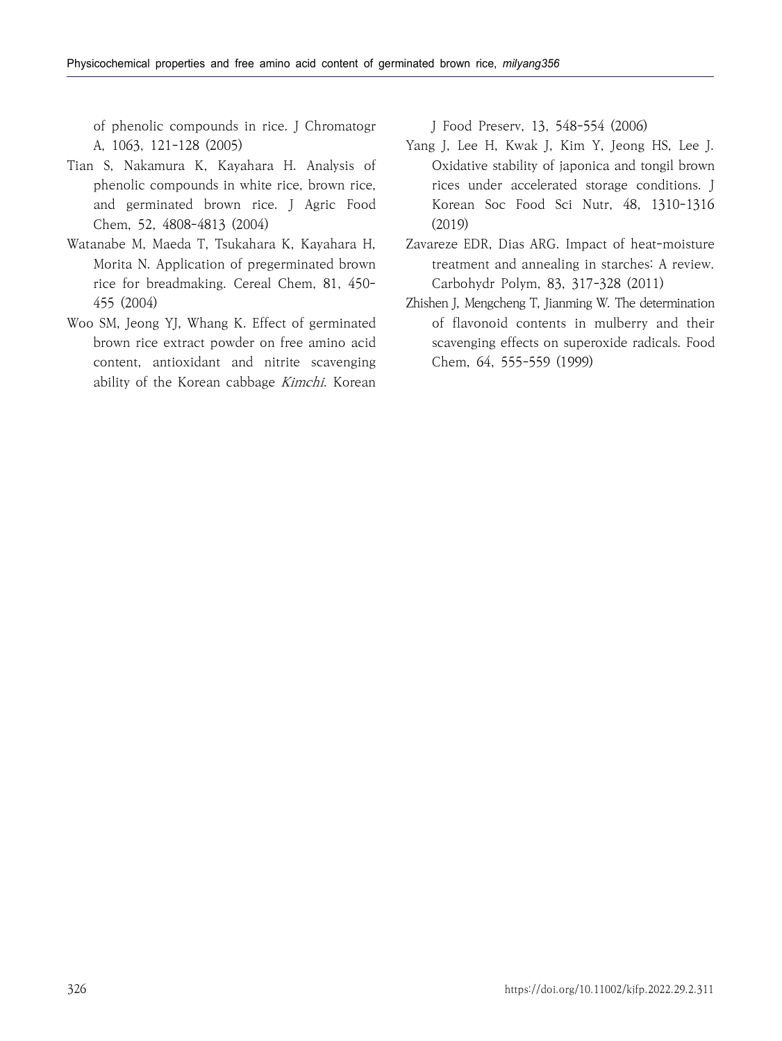of phenolic compounds in rice. J Chromatogr A, 1063, 121-128 (2005)

Tian S, Nakamura K, Kayahara H. Analysis of phenolic compounds in white rice, brown rice, and germinated brown rice. J Agric Food Chem, 52, 4808-4813 (2004)

Watanabe M, Maeda T, Tsukahara K, Kayahara H, Morita N. Application of pregerminated brown rice for breadmaking. Cereal Chem, 81, 450-455 (2004)

Woo SM, Jeong YJ, Whang K. Effect of germinated brown rice extract powder on free amino acid content, antioxidant and nitrite scavenging ability of the Korean cabbage *Kimchi*. Korean J Food Preserv, 13, 548-554 (2006)

Yang J, Lee H, Kwak J, Kim Y, Jeong HS, Lee J. Oxidative stability of japonica and tongil brown rices under accelerated storage conditions. J Korean Soc Food Sci Nutr, 48, 1310-1316 (2019)

Zavareze EDR, Dias ARG. Impact of heat-moisture treatment and annealing in starches: A review. Carbohydr Polym, 83, 317-328 (2011)

Zhishen J, Mengcheng T, Jianming W. The determination of flavonoid contents in mulberry and their scavenging effects on superoxide radicals. Food Chem, 64, 555-559 (1999)